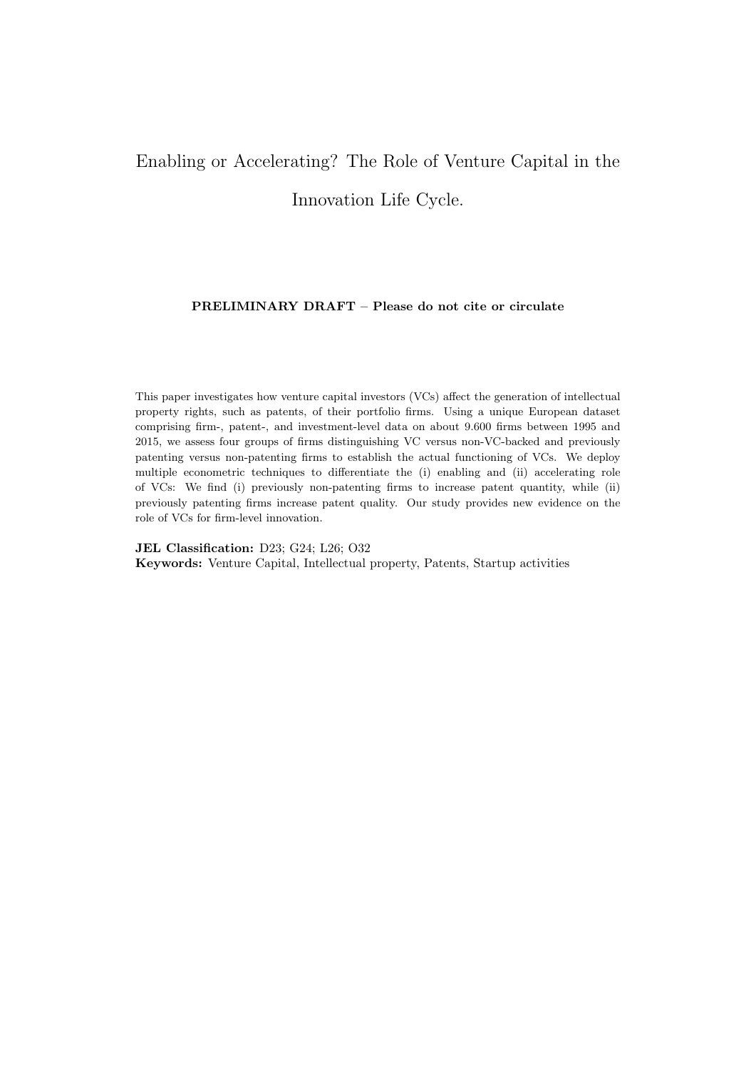# Enabling or Accelerating? The Role of Venture Capital in the Innovation Life Cycle.

**PRELIMINARY DRAFT – Please do not cite or circulate**

This paper investigates how venture capital investors (VCs) affect the generation of intellectual property rights, such as patents, of their portfolio firms. Using a unique European dataset comprising firm-, patent-, and investment-level data on about 9.600 firms between 1995 and 2015, we assess four groups of firms distinguishing VC versus non-VC-backed and previously patenting versus non-patenting firms to establish the actual functioning of VCs. We deploy multiple econometric techniques to differentiate the (i) enabling and (ii) accelerating role of VCs: We find (i) previously non-patenting firms to increase patent quantity, while (ii) previously patenting firms increase patent quality. Our study provides new evidence on the role of VCs for firm-level innovation.

**JEL Classification:** D23; G24; L26; O32

**Keywords:** Venture Capital, Intellectual property, Patents, Startup activities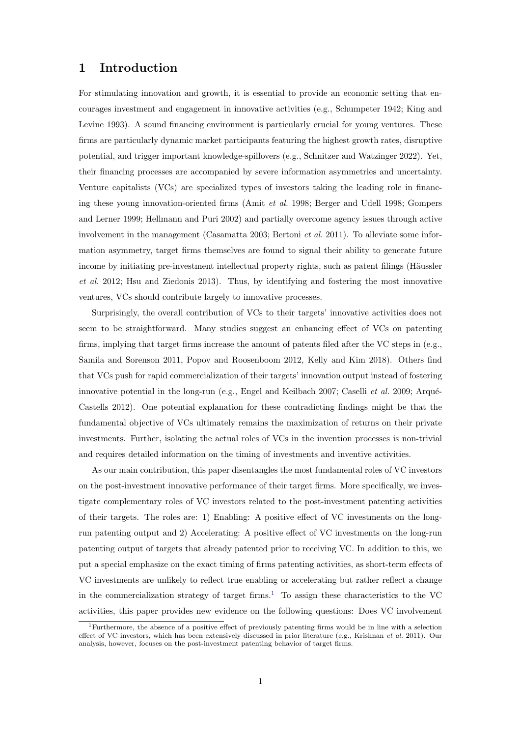# 1 Introduction

For stimulating innovation and growth, it is essential to provide an economic setting that encourages investment and engagement in innovative activities (e.g., Schumpeter 1942; King and Levine 1993). A sound financing environment is particularly crucial for young ventures. These firms are particularly dynamic market participants featuring the highest growth rates, disruptive potential, and trigger important knowledge-spillovers (e.g., Schnitzer and Watzinger 2022). Yet, their financing processes are accompanied by severe information asymmetries and uncertainty. Venture capitalists (VCs) are specialized types of investors taking the leading role in financing these young innovation-oriented firms (Amit *et al.* 1998; Berger and Udell 1998; Gompers and Lerner 1999; Hellmann and Puri 2002) and partially overcome agency issues through active involvement in the management (Casamatta 2003; Bertoni *et al.* 2011). To alleviate some information asymmetry, target firms themselves are found to signal their ability to generate future income by initiating pre-investment intellectual property rights, such as patent filings (Häussler *et al.* 2012; Hsu and Ziedonis 2013). Thus, by identifying and fostering the most innovative ventures, VCs should contribute largely to innovative processes.

Surprisingly, the overall contribution of VCs to their targets' innovative activities does not seem to be straightforward. Many studies suggest an enhancing effect of VCs on patenting firms, implying that target firms increase the amount of patents filed after the VC steps in (e.g., Samila and Sorenson 2011, Popov and Roosenboom 2012, Kelly and Kim 2018). Others find that VCs push for rapid commercialization of their targets' innovation output instead of fostering innovative potential in the long-run (e.g., Engel and Keilbach 2007; Caselli *et al.* 2009; Arqué-Castells 2012). One potential explanation for these contradicting findings might be that the fundamental objective of VCs ultimately remains the maximization of returns on their private investments. Further, isolating the actual roles of VCs in the invention processes is non-trivial and requires detailed information on the timing of investments and inventive activities.

As our main contribution, this paper disentangles the most fundamental roles of VC investors on the post-investment innovative performance of their target firms. More specifically, we investigate complementary roles of VC investors related to the post-investment patenting activities of their targets. The roles are: 1) Enabling: A positive effect of VC investments on the long-run patenting output and 2) Accelerating: A positive effect of VC investments on the long-run patenting output of targets that already patented prior to receiving VC. In addition to this, we put a special emphasize on the exact timing of firms patenting activities, as short-term effects of VC investments are unlikely to reflect true enabling or accelerating but rather reflect a change in the commercialization strategy of target firms.[1] To assign these characteristics to the VC activities, this paper provides new evidence on the following questions: Does VC involvement

[1] Furthermore, the absence of a positive effect of previously patenting firms would be in line with a selection effect of VC investors, which has been extensively discussed in prior literature (e.g., Krishnan *et al.* 2011). Our analysis, however, focuses on the post-investment patenting behavior of target firms.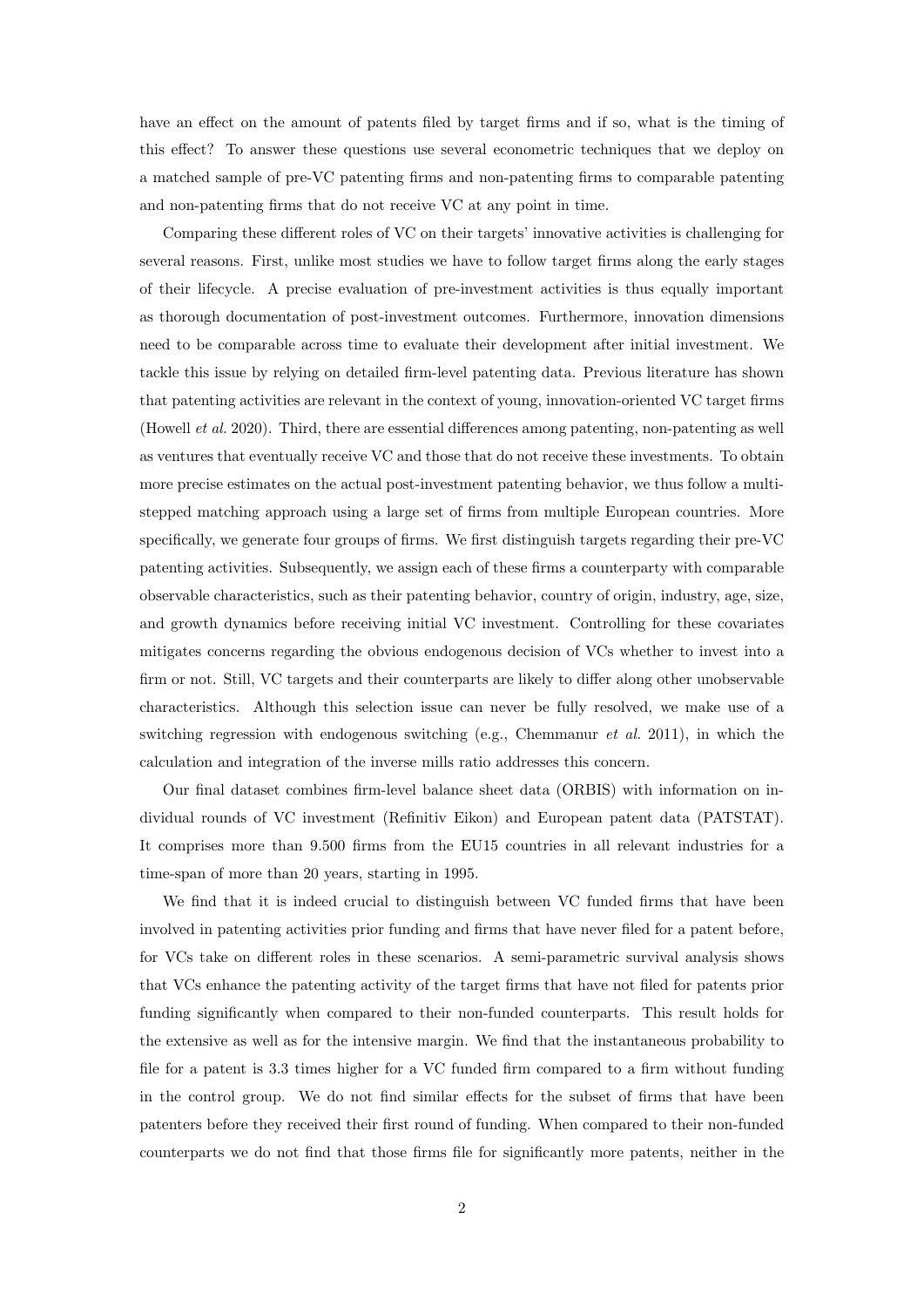have an effect on the amount of patents filed by target firms and if so, what is the timing of this effect? To answer these questions use several econometric techniques that we deploy on a matched sample of pre-VC patenting firms and non-patenting firms to comparable patenting and non-patenting firms that do not receive VC at any point in time.

Comparing these different roles of VC on their targets' innovative activities is challenging for several reasons. First, unlike most studies we have to follow target firms along the early stages of their lifecycle. A precise evaluation of pre-investment activities is thus equally important as thorough documentation of post-investment outcomes. Furthermore, innovation dimensions need to be comparable across time to evaluate their development after initial investment. We tackle this issue by relying on detailed firm-level patenting data. Previous literature has shown that patenting activities are relevant in the context of young, innovation-oriented VC target firms (Howell *et al.* 2020). Third, there are essential differences among patenting, non-patenting as well as ventures that eventually receive VC and those that do not receive these investments. To obtain more precise estimates on the actual post-investment patenting behavior, we thus follow a multi-stepped matching approach using a large set of firms from multiple European countries. More specifically, we generate four groups of firms. We first distinguish targets regarding their pre-VC patenting activities. Subsequently, we assign each of these firms a counterparty with comparable observable characteristics, such as their patenting behavior, country of origin, industry, age, size, and growth dynamics before receiving initial VC investment. Controlling for these covariates mitigates concerns regarding the obvious endogenous decision of VCs whether to invest into a firm or not. Still, VC targets and their counterparts are likely to differ along other unobservable characteristics. Although this selection issue can never be fully resolved, we make use of a switching regression with endogenous switching (e.g., Chemmanur *et al.* 2011), in which the calculation and integration of the inverse mills ratio addresses this concern.

Our final dataset combines firm-level balance sheet data (ORBIS) with information on individual rounds of VC investment (Refinitiv Eikon) and European patent data (PATSTAT). It comprises more than 9.500 firms from the EU15 countries in all relevant industries for a time-span of more than 20 years, starting in 1995.

We find that it is indeed crucial to distinguish between VC funded firms that have been involved in patenting activities prior funding and firms that have never filed for a patent before, for VCs take on different roles in these scenarios. A semi-parametric survival analysis shows that VCs enhance the patenting activity of the target firms that have not filed for patents prior funding significantly when compared to their non-funded counterparts. This result holds for the extensive as well as for the intensive margin. We find that the instantaneous probability to file for a patent is 3.3 times higher for a VC funded firm compared to a firm without funding in the control group. We do not find similar effects for the subset of firms that have been patenters before they received their first round of funding. When compared to their non-funded counterparts we do not find that those firms file for significantly more patents, neither in the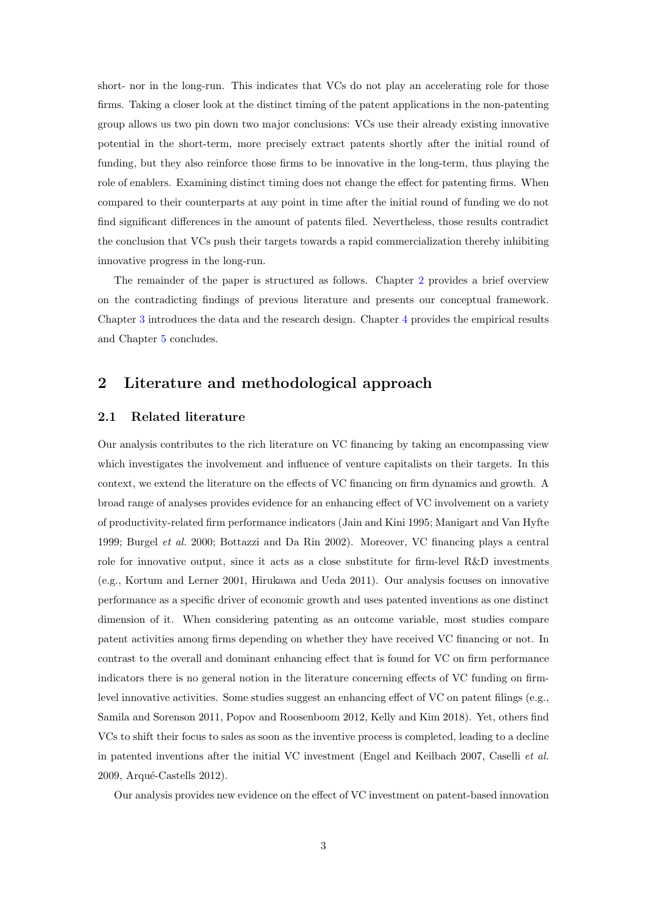short- nor in the long-run. This indicates that VCs do not play an accelerating role for those firms. Taking a closer look at the distinct timing of the patent applications in the non-patenting group allows us two pin down two major conclusions: VCs use their already existing innovative potential in the short-term, more precisely extract patents shortly after the initial round of funding, but they also reinforce those firms to be innovative in the long-term, thus playing the role of enablers. Examining distinct timing does not change the effect for patenting firms. When compared to their counterparts at any point in time after the initial round of funding we do not find significant differences in the amount of patents filed. Nevertheless, those results contradict the conclusion that VCs push their targets towards a rapid commercialization thereby inhibiting innovative progress in the long-run.

The remainder of the paper is structured as follows. Chapter 2 provides a brief overview on the contradicting findings of previous literature and presents our conceptual framework. Chapter 3 introduces the data and the research design. Chapter 4 provides the empirical results and Chapter 5 concludes.

## 2 Literature and methodological approach

### 2.1 Related literature

Our analysis contributes to the rich literature on VC financing by taking an encompassing view which investigates the involvement and influence of venture capitalists on their targets. In this context, we extend the literature on the effects of VC financing on firm dynamics and growth. A broad range of analyses provides evidence for an enhancing effect of VC involvement on a variety of productivity-related firm performance indicators (Jain and Kini 1995; Manigart and Van Hyfte 1999; Burgel *et al.* 2000; Bottazzi and Da Rin 2002). Moreover, VC financing plays a central role for innovative output, since it acts as a close substitute for firm-level R&D investments (e.g., Kortum and Lerner 2001, Hirukawa and Ueda 2011). Our analysis focuses on innovative performance as a specific driver of economic growth and uses patented inventions as one distinct dimension of it. When considering patenting as an outcome variable, most studies compare patent activities among firms depending on whether they have received VC financing or not. In contrast to the overall and dominant enhancing effect that is found for VC on firm performance indicators there is no general notion in the literature concerning effects of VC funding on firm-level innovative activities. Some studies suggest an enhancing effect of VC on patent filings (e.g., Samila and Sorenson 2011, Popov and Roosenboom 2012, Kelly and Kim 2018). Yet, others find VCs to shift their focus to sales as soon as the inventive process is completed, leading to a decline in patented inventions after the initial VC investment (Engel and Keilbach 2007, Caselli *et al.* 2009, Arqué-Castells 2012).

Our analysis provides new evidence on the effect of VC investment on patent-based innovation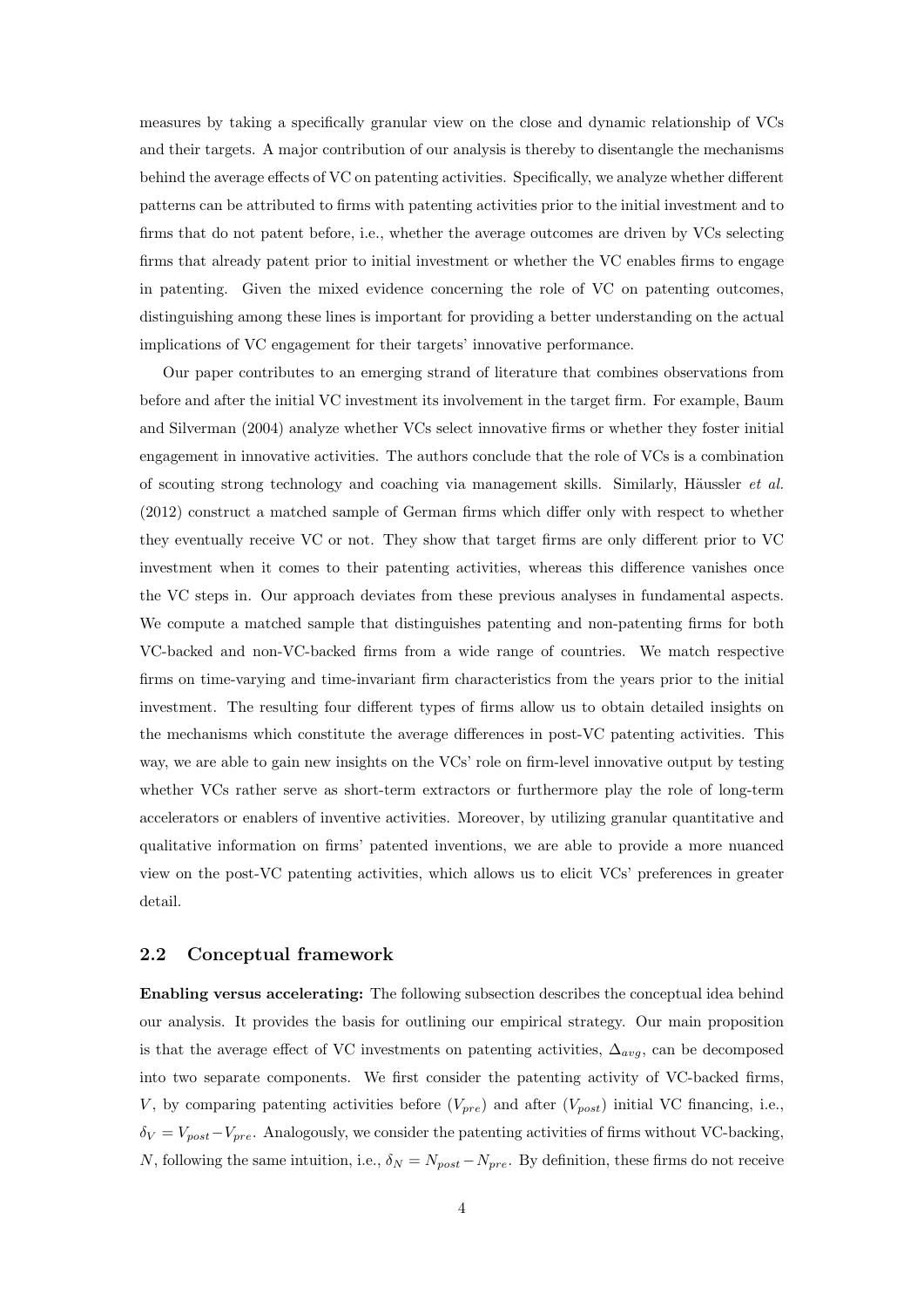measures by taking a specifically granular view on the close and dynamic relationship of VCs and their targets. A major contribution of our analysis is thereby to disentangle the mechanisms behind the average effects of VC on patenting activities. Specifically, we analyze whether different patterns can be attributed to firms with patenting activities prior to the initial investment and to firms that do not patent before, i.e., whether the average outcomes are driven by VCs selecting firms that already patent prior to initial investment or whether the VC enables firms to engage in patenting. Given the mixed evidence concerning the role of VC on patenting outcomes, distinguishing among these lines is important for providing a better understanding on the actual implications of VC engagement for their targets' innovative performance.

Our paper contributes to an emerging strand of literature that combines observations from before and after the initial VC investment its involvement in the target firm. For example, Baum and Silverman (2004) analyze whether VCs select innovative firms or whether they foster initial engagement in innovative activities. The authors conclude that the role of VCs is a combination of scouting strong technology and coaching via management skills. Similarly, Häussler *et al.* (2012) construct a matched sample of German firms which differ only with respect to whether they eventually receive VC or not. They show that target firms are only different prior to VC investment when it comes to their patenting activities, whereas this difference vanishes once the VC steps in. Our approach deviates from these previous analyses in fundamental aspects. We compute a matched sample that distinguishes patenting and non-patenting firms for both VC-backed and non-VC-backed firms from a wide range of countries. We match respective firms on time-varying and time-invariant firm characteristics from the years prior to the initial investment. The resulting four different types of firms allow us to obtain detailed insights on the mechanisms which constitute the average differences in post-VC patenting activities. This way, we are able to gain new insights on the VCs' role on firm-level innovative output by testing whether VCs rather serve as short-term extractors or furthermore play the role of long-term accelerators or enablers of inventive activities. Moreover, by utilizing granular quantitative and qualitative information on firms' patented inventions, we are able to provide a more nuanced view on the post-VC patenting activities, which allows us to elicit VCs' preferences in greater detail.

## 2.2 Conceptual framework

**Enabling versus accelerating:** The following subsection describes the conceptual idea behind our analysis. It provides the basis for outlining our empirical strategy. Our main proposition is that the average effect of VC investments on patenting activities, $\Delta_{avg}$, can be decomposed into two separate components. We first consider the patenting activity of VC-backed firms, $V$, by comparing patenting activities before ($V_{pre}$) and after ($V_{post}$) initial VC financing, i.e., $\delta_V = V_{post} - V_{pre}$. Analogously, we consider the patenting activities of firms without VC-backing, $N$, following the same intuition, i.e., $\delta_N = N_{post} - N_{pre}$. By definition, these firms do not receive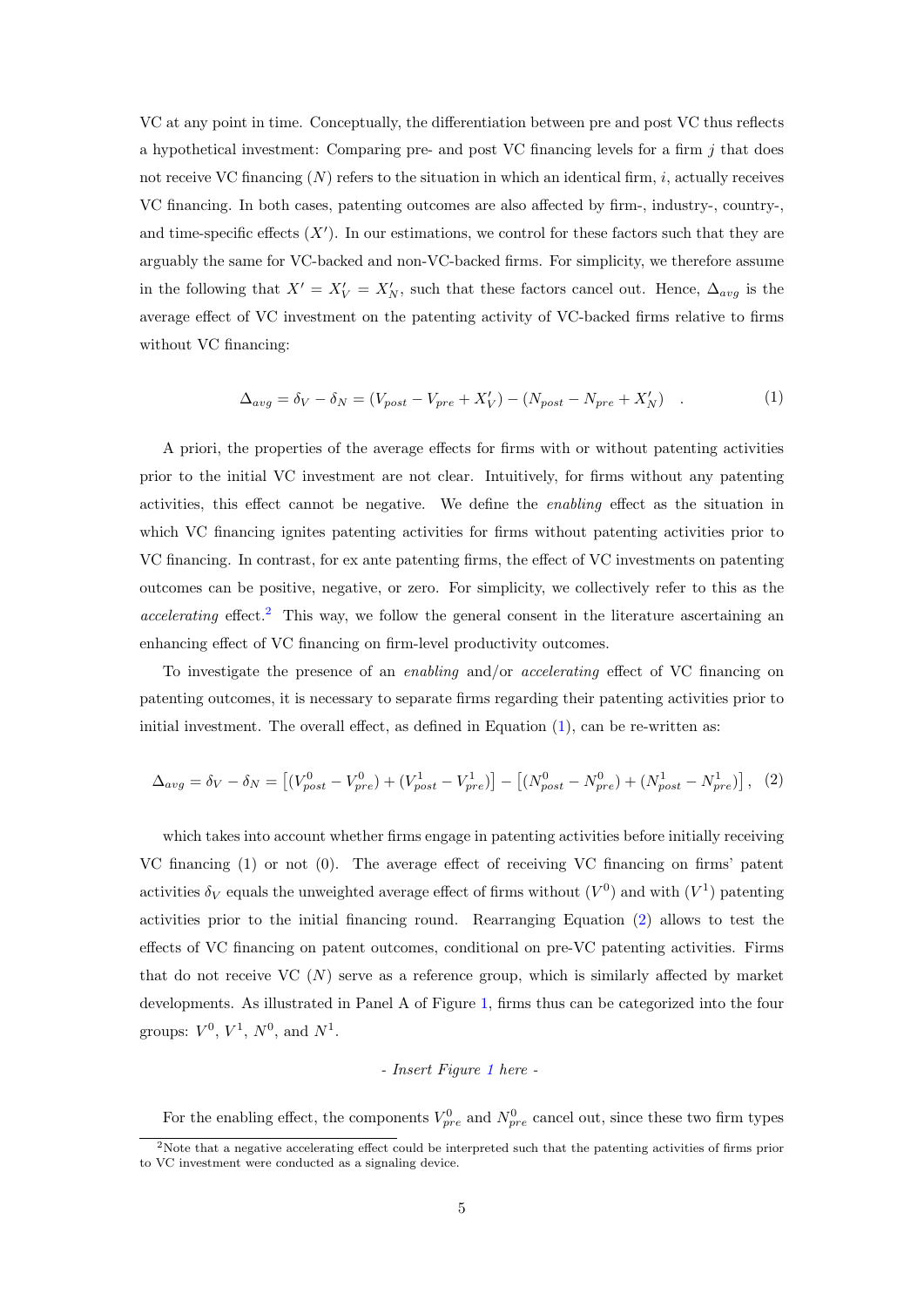VC at any point in time. Conceptually, the differentiation between pre and post VC thus reflects a hypothetical investment: Comparing pre- and post VC financing levels for a firm $j$ that does not receive VC financing ($N$) refers to the situation in which an identical firm, $i$, actually receives VC financing. In both cases, patenting outcomes are also affected by firm-, industry-, country-, and time-specific effects ($X'$). In our estimations, we control for these factors such that they are arguably the same for VC-backed and non-VC-backed firms. For simplicity, we therefore assume in the following that $X' = X'_V = X'_N$, such that these factors cancel out. Hence, $\Delta_{avg}$ is the average effect of VC investment on the patenting activity of VC-backed firms relative to firms without VC financing:

$$\Delta_{avg} = \delta_V - \delta_N = (V_{post} - V_{pre} + X'_V) - (N_{post} - N_{pre} + X'_N) \quad . \tag{1}$$

A priori, the properties of the average effects for firms with or without patenting activities prior to the initial VC investment are not clear. Intuitively, for firms without any patenting activities, this effect cannot be negative. We define the *enabling* effect as the situation in which VC financing ignites patenting activities for firms without patenting activities prior to VC financing. In contrast, for ex ante patenting firms, the effect of VC investments on patenting outcomes can be positive, negative, or zero. For simplicity, we collectively refer to this as the *accelerating* effect.[2] This way, we follow the general consent in the literature ascertaining an enhancing effect of VC financing on firm-level productivity outcomes.

To investigate the presence of an *enabling* and/or *accelerating* effect of VC financing on patenting outcomes, it is necessary to separate firms regarding their patenting activities prior to initial investment. The overall effect, as defined in Equation (1), can be re-written as:

$$\Delta_{avg} = \delta_V - \delta_N = \left[(V^0_{post} - V^0_{pre}) + (V^1_{post} - V^1_{pre})\right] - \left[(N^0_{post} - N^0_{pre}) + (N^1_{post} - N^1_{pre})\right], \tag{2}$$

which takes into account whether firms engage in patenting activities before initially receiving VC financing (1) or not (0). The average effect of receiving VC financing on firms' patent activities $\delta_V$ equals the unweighted average effect of firms without ($V^0$) and with ($V^1$) patenting activities prior to the initial financing round. Rearranging Equation (2) allows to test the effects of VC financing on patent outcomes, conditional on pre-VC patenting activities. Firms that do not receive VC ($N$) serve as a reference group, which is similarly affected by market developments. As illustrated in Panel A of Figure 1, firms thus can be categorized into the four groups: $V^0$, $V^1$, $N^0$, and $N^1$.

*- Insert Figure 1 here -*

For the enabling effect, the components $V^0_{pre}$ and $N^0_{pre}$ cancel out, since these two firm types

[2] Note that a negative accelerating effect could be interpreted such that the patenting activities of firms prior to VC investment were conducted as a signaling device.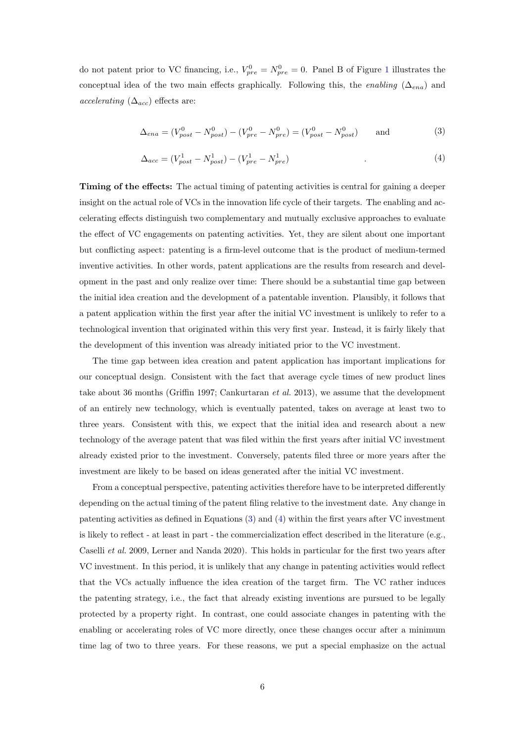do not patent prior to VC financing, i.e., $V^0_{pre} = N^0_{pre} = 0$. Panel B of Figure 1 illustrates the conceptual idea of the two main effects graphically. Following this, the *enabling* ($\Delta_{ena}$) and *accelerating* ($\Delta_{acc}$) effects are:

$$\Delta_{ena} = (V^0_{post} - N^0_{post}) - (V^0_{pre} - N^0_{pre}) = (V^0_{post} - N^0_{post}) \qquad \text{and} \tag{3}$$

$$\Delta_{acc} = (V^1_{post} - N^1_{post}) - (V^1_{pre} - N^1_{pre}) \qquad . \tag{4}$$

**Timing of the effects:** The actual timing of patenting activities is central for gaining a deeper insight on the actual role of VCs in the innovation life cycle of their targets. The enabling and accelerating effects distinguish two complementary and mutually exclusive approaches to evaluate the effect of VC engagements on patenting activities. Yet, they are silent about one important but conflicting aspect: patenting is a firm-level outcome that is the product of medium-termed inventive activities. In other words, patent applications are the results from research and development in the past and only realize over time: There should be a substantial time gap between the initial idea creation and the development of a patentable invention. Plausibly, it follows that a patent application within the first year after the initial VC investment is unlikely to refer to a technological invention that originated within this very first year. Instead, it is fairly likely that the development of this invention was already initiated prior to the VC investment.

The time gap between idea creation and patent application has important implications for our conceptual design. Consistent with the fact that average cycle times of new product lines take about 36 months (Griffin 1997; Cankurtaran *et al.* 2013), we assume that the development of an entirely new technology, which is eventually patented, takes on average at least two to three years. Consistent with this, we expect that the initial idea and research about a new technology of the average patent that was filed within the first years after initial VC investment already existed prior to the investment. Conversely, patents filed three or more years after the investment are likely to be based on ideas generated after the initial VC investment.

From a conceptual perspective, patenting activities therefore have to be interpreted differently depending on the actual timing of the patent filing relative to the investment date. Any change in patenting activities as defined in Equations (3) and (4) within the first years after VC investment is likely to reflect - at least in part - the commercialization effect described in the literature (e.g., Caselli *et al.* 2009, Lerner and Nanda 2020). This holds in particular for the first two years after VC investment. In this period, it is unlikely that any change in patenting activities would reflect that the VCs actually influence the idea creation of the target firm. The VC rather induces the patenting strategy, i.e., the fact that already existing inventions are pursued to be legally protected by a property right. In contrast, one could associate changes in patenting with the enabling or accelerating roles of VC more directly, once these changes occur after a minimum time lag of two to three years. For these reasons, we put a special emphasize on the actual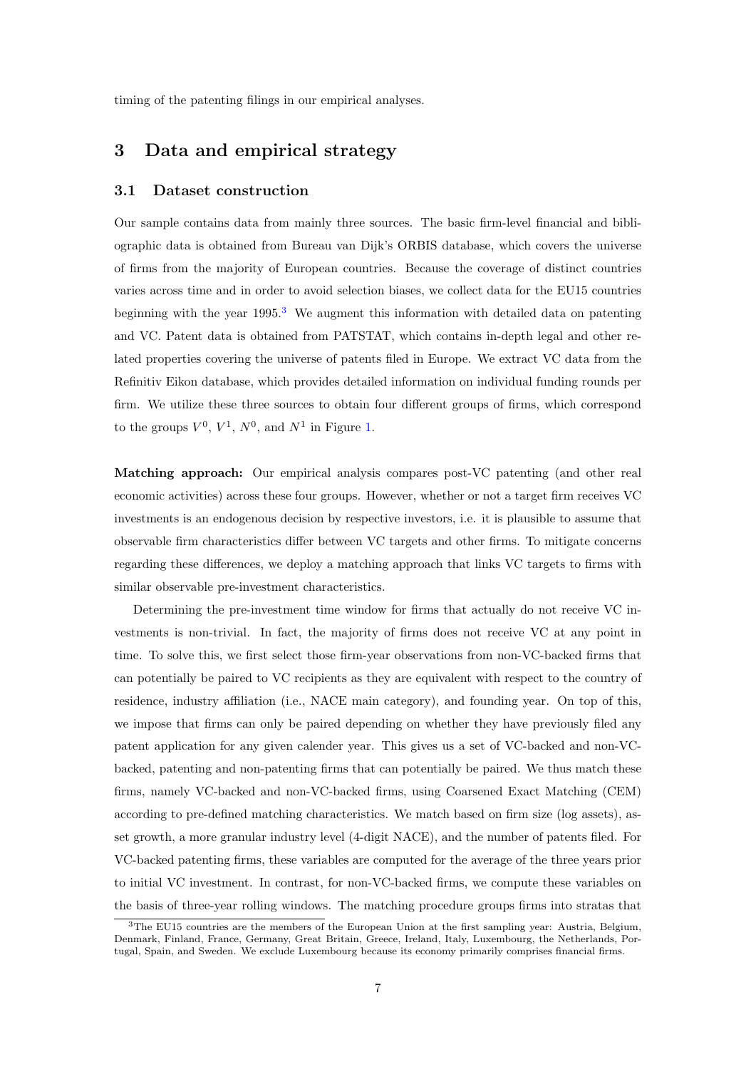timing of the patenting filings in our empirical analyses.

## 3 Data and empirical strategy

### 3.1 Dataset construction

Our sample contains data from mainly three sources. The basic firm-level financial and bibliographic data is obtained from Bureau van Dijk's ORBIS database, which covers the universe of firms from the majority of European countries. Because the coverage of distinct countries varies across time and in order to avoid selection biases, we collect data for the EU15 countries beginning with the year 1995.[3] We augment this information with detailed data on patenting and VC. Patent data is obtained from PATSTAT, which contains in-depth legal and other related properties covering the universe of patents filed in Europe. We extract VC data from the Refinitiv Eikon database, which provides detailed information on individual funding rounds per firm. We utilize these three sources to obtain four different groups of firms, which correspond to the groups $V^0$, $V^1$, $N^0$, and $N^1$ in Figure 1.

**Matching approach:** Our empirical analysis compares post-VC patenting (and other real economic activities) across these four groups. However, whether or not a target firm receives VC investments is an endogenous decision by respective investors, i.e. it is plausible to assume that observable firm characteristics differ between VC targets and other firms. To mitigate concerns regarding these differences, we deploy a matching approach that links VC targets to firms with similar observable pre-investment characteristics.

Determining the pre-investment time window for firms that actually do not receive VC investments is non-trivial. In fact, the majority of firms does not receive VC at any point in time. To solve this, we first select those firm-year observations from non-VC-backed firms that can potentially be paired to VC recipients as they are equivalent with respect to the country of residence, industry affiliation (i.e., NACE main category), and founding year. On top of this, we impose that firms can only be paired depending on whether they have previously filed any patent application for any given calender year. This gives us a set of VC-backed and non-VC-backed, patenting and non-patenting firms that can potentially be paired. We thus match these firms, namely VC-backed and non-VC-backed firms, using Coarsened Exact Matching (CEM) according to pre-defined matching characteristics. We match based on firm size (log assets), asset growth, a more granular industry level (4-digit NACE), and the number of patents filed. For VC-backed patenting firms, these variables are computed for the average of the three years prior to initial VC investment. In contrast, for non-VC-backed firms, we compute these variables on the basis of three-year rolling windows. The matching procedure groups firms into stratas that

[3]The EU15 countries are the members of the European Union at the first sampling year: Austria, Belgium, Denmark, Finland, France, Germany, Great Britain, Greece, Ireland, Italy, Luxembourg, the Netherlands, Portugal, Spain, and Sweden. We exclude Luxembourg because its economy primarily comprises financial firms.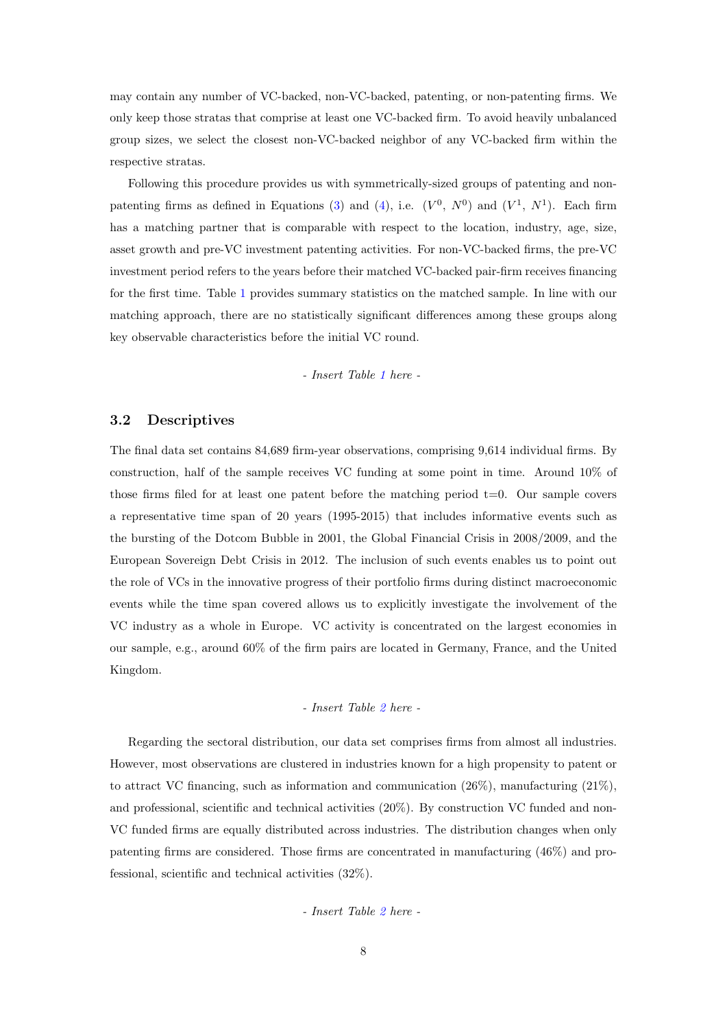may contain any number of VC-backed, non-VC-backed, patenting, or non-patenting firms. We only keep those stratas that comprise at least one VC-backed firm. To avoid heavily unbalanced group sizes, we select the closest non-VC-backed neighbor of any VC-backed firm within the respective stratas.

Following this procedure provides us with symmetrically-sized groups of patenting and non-patenting firms as defined in Equations (3) and (4), i.e. ($V^0$, $N^0$) and ($V^1$, $N^1$). Each firm has a matching partner that is comparable with respect to the location, industry, age, size, asset growth and pre-VC investment patenting activities. For non-VC-backed firms, the pre-VC investment period refers to the years before their matched VC-backed pair-firm receives financing for the first time. Table 1 provides summary statistics on the matched sample. In line with our matching approach, there are no statistically significant differences among these groups along key observable characteristics before the initial VC round.

*- Insert Table 1 here -*

### 3.2 Descriptives

The final data set contains 84,689 firm-year observations, comprising 9,614 individual firms. By construction, half of the sample receives VC funding at some point in time. Around 10% of those firms filed for at least one patent before the matching period t=0. Our sample covers a representative time span of 20 years (1995-2015) that includes informative events such as the bursting of the Dotcom Bubble in 2001, the Global Financial Crisis in 2008/2009, and the European Sovereign Debt Crisis in 2012. The inclusion of such events enables us to point out the role of VCs in the innovative progress of their portfolio firms during distinct macroeconomic events while the time span covered allows us to explicitly investigate the involvement of the VC industry as a whole in Europe. VC activity is concentrated on the largest economies in our sample, e.g., around 60% of the firm pairs are located in Germany, France, and the United Kingdom.

*- Insert Table 2 here -*

Regarding the sectoral distribution, our data set comprises firms from almost all industries. However, most observations are clustered in industries known for a high propensity to patent or to attract VC financing, such as information and communication (26%), manufacturing (21%), and professional, scientific and technical activities (20%). By construction VC funded and non-VC funded firms are equally distributed across industries. The distribution changes when only patenting firms are considered. Those firms are concentrated in manufacturing (46%) and professional, scientific and technical activities (32%).

*- Insert Table 2 here -*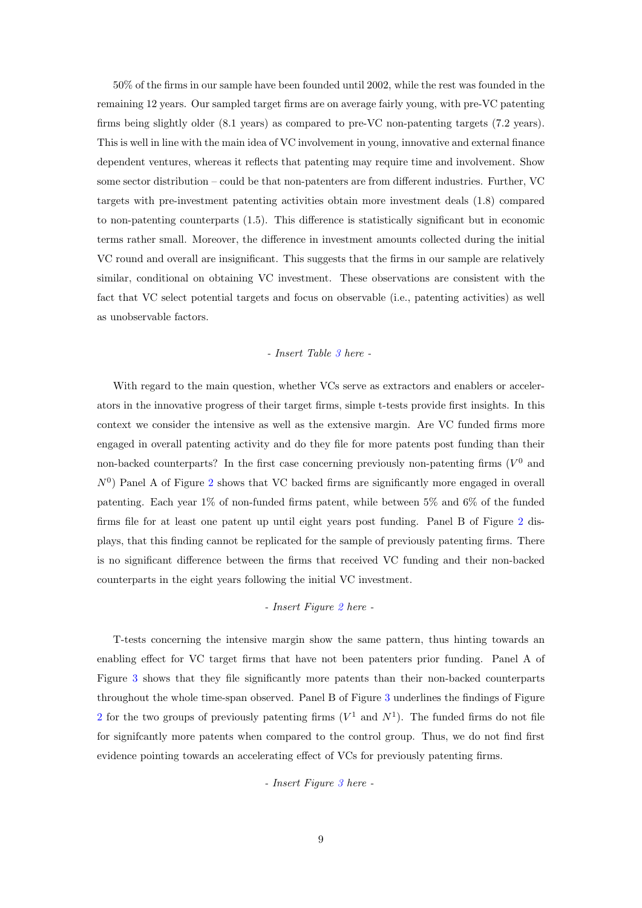50% of the firms in our sample have been founded until 2002, while the rest was founded in the remaining 12 years. Our sampled target firms are on average fairly young, with pre-VC patenting firms being slightly older (8.1 years) as compared to pre-VC non-patenting targets (7.2 years). This is well in line with the main idea of VC involvement in young, innovative and external finance dependent ventures, whereas it reflects that patenting may require time and involvement. Show some sector distribution – could be that non-patenters are from different industries. Further, VC targets with pre-investment patenting activities obtain more investment deals (1.8) compared to non-patenting counterparts (1.5). This difference is statistically significant but in economic terms rather small. Moreover, the difference in investment amounts collected during the initial VC round and overall are insignificant. This suggests that the firms in our sample are relatively similar, conditional on obtaining VC investment. These observations are consistent with the fact that VC select potential targets and focus on observable (i.e., patenting activities) as well as unobservable factors.

*- Insert Table 3 here -*

With regard to the main question, whether VCs serve as extractors and enablers or accelerators in the innovative progress of their target firms, simple t-tests provide first insights. In this context we consider the intensive as well as the extensive margin. Are VC funded firms more engaged in overall patenting activity and do they file for more patents post funding than their non-backed counterparts? In the first case concerning previously non-patenting firms ($V^0$ and $N^0$) Panel A of Figure 2 shows that VC backed firms are significantly more engaged in overall patenting. Each year 1% of non-funded firms patent, while between 5% and 6% of the funded firms file for at least one patent up until eight years post funding. Panel B of Figure 2 displays, that this finding cannot be replicated for the sample of previously patenting firms. There is no significant difference between the firms that received VC funding and their non-backed counterparts in the eight years following the initial VC investment.

*- Insert Figure 2 here -*

T-tests concerning the intensive margin show the same pattern, thus hinting towards an enabling effect for VC target firms that have not been patenters prior funding. Panel A of Figure 3 shows that they file significantly more patents than their non-backed counterparts throughout the whole time-span observed. Panel B of Figure 3 underlines the findings of Figure 2 for the two groups of previously patenting firms ($V^1$ and $N^1$). The funded firms do not file for signifcantly more patents when compared to the control group. Thus, we do not find first evidence pointing towards an accelerating effect of VCs for previously patenting firms.

*- Insert Figure 3 here -*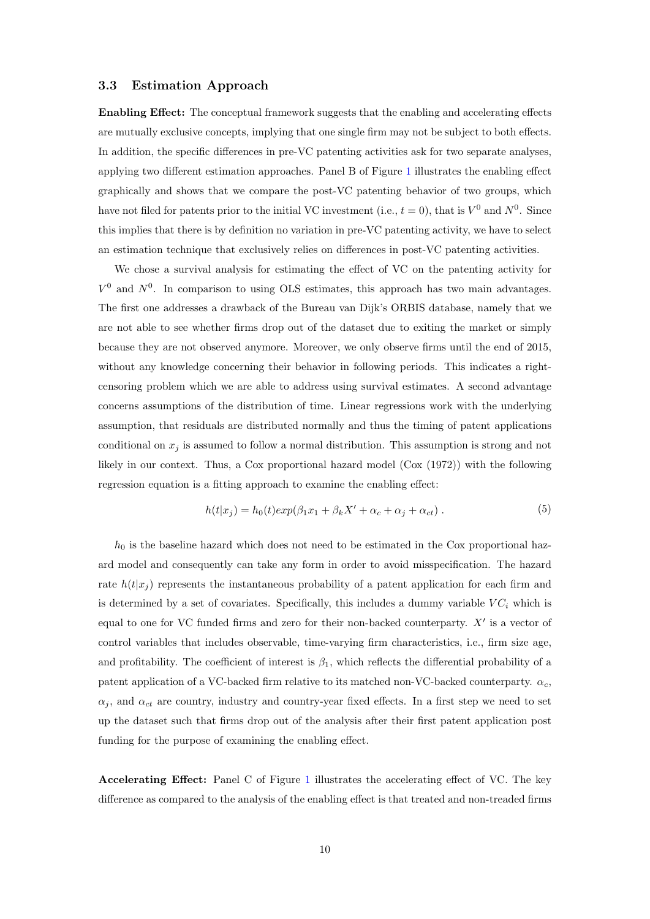### 3.3 Estimation Approach

**Enabling Effect:** The conceptual framework suggests that the enabling and accelerating effects are mutually exclusive concepts, implying that one single firm may not be subject to both effects. In addition, the specific differences in pre-VC patenting activities ask for two separate analyses, applying two different estimation approaches. Panel B of Figure 1 illustrates the enabling effect graphically and shows that we compare the post-VC patenting behavior of two groups, which have not filed for patents prior to the initial VC investment (i.e., $t = 0$), that is $V^0$ and $N^0$. Since this implies that there is by definition no variation in pre-VC patenting activity, we have to select an estimation technique that exclusively relies on differences in post-VC patenting activities.

We chose a survival analysis for estimating the effect of VC on the patenting activity for $V^0$ and $N^0$. In comparison to using OLS estimates, this approach has two main advantages. The first one addresses a drawback of the Bureau van Dijk's ORBIS database, namely that we are not able to see whether firms drop out of the dataset due to exiting the market or simply because they are not observed anymore. Moreover, we only observe firms until the end of 2015, without any knowledge concerning their behavior in following periods. This indicates a right-censoring problem which we are able to address using survival estimates. A second advantage concerns assumptions of the distribution of time. Linear regressions work with the underlying assumption, that residuals are distributed normally and thus the timing of patent applications conditional on $x_j$ is assumed to follow a normal distribution. This assumption is strong and not likely in our context. Thus, a Cox proportional hazard model (Cox (1972)) with the following regression equation is a fitting approach to examine the enabling effect:

$$h(t|x_j) = h_0(t)exp(\beta_1 x_1 + \beta_k X' + \alpha_c + \alpha_j + \alpha_{ct}) \,. \tag{5}$$

$h_0$ is the baseline hazard which does not need to be estimated in the Cox proportional hazard model and consequently can take any form in order to avoid misspecification. The hazard rate $h(t|x_j)$ represents the instantaneous probability of a patent application for each firm and is determined by a set of covariates. Specifically, this includes a dummy variable $VC_i$ which is equal to one for VC funded firms and zero for their non-backed counterparty. $X'$ is a vector of control variables that includes observable, time-varying firm characteristics, i.e., firm size age, and profitability. The coefficient of interest is $\beta_1$, which reflects the differential probability of a patent application of a VC-backed firm relative to its matched non-VC-backed counterparty. $\alpha_c$, $\alpha_j$, and $\alpha_{ct}$ are country, industry and country-year fixed effects. In a first step we need to set up the dataset such that firms drop out of the analysis after their first patent application post funding for the purpose of examining the enabling effect.

**Accelerating Effect:** Panel C of Figure 1 illustrates the accelerating effect of VC. The key difference as compared to the analysis of the enabling effect is that treated and non-treaded firms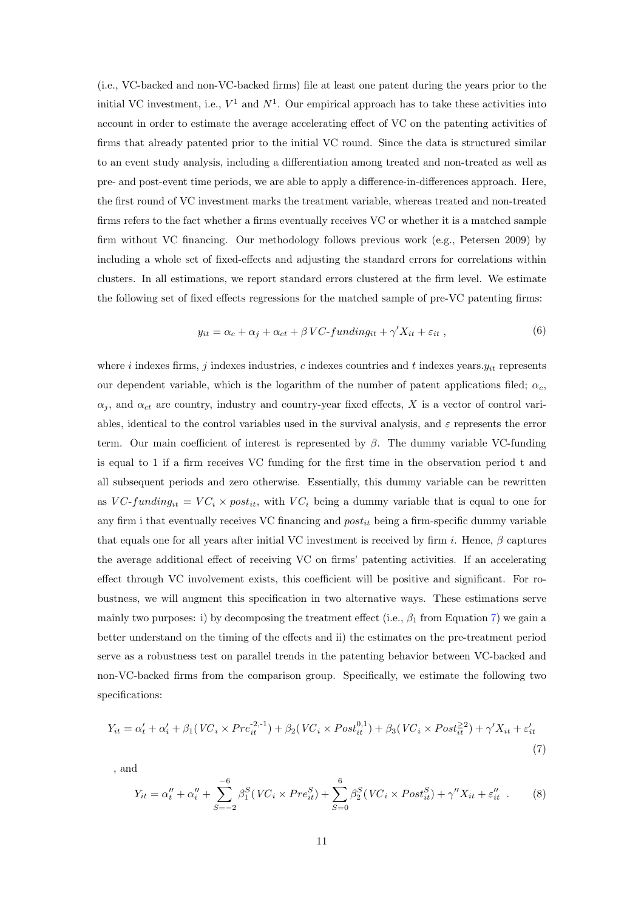(i.e., VC-backed and non-VC-backed firms) file at least one patent during the years prior to the initial VC investment, i.e., $V^1$ and $N^1$. Our empirical approach has to take these activities into account in order to estimate the average accelerating effect of VC on the patenting activities of firms that already patented prior to the initial VC round. Since the data is structured similar to an event study analysis, including a differentiation among treated and non-treated as well as pre- and post-event time periods, we are able to apply a difference-in-differences approach. Here, the first round of VC investment marks the treatment variable, whereas treated and non-treated firms refers to the fact whether a firms eventually receives VC or whether it is a matched sample firm without VC financing. Our methodology follows previous work (e.g., Petersen 2009) by including a whole set of fixed-effects and adjusting the standard errors for correlations within clusters. In all estimations, we report standard errors clustered at the firm level. We estimate the following set of fixed effects regressions for the matched sample of pre-VC patenting firms:

$$y_{it} = \alpha_c + \alpha_j + \alpha_{ct} + \beta \, VC\text{-}funding_{it} + \gamma' X_{it} + \varepsilon_{it} \; , \tag{6}$$

where $i$ indexes firms, $j$ indexes industries, $c$ indexes countries and $t$ indexes years.$y_{it}$ represents our dependent variable, which is the logarithm of the number of patent applications filed; $\alpha_c$, $\alpha_j$, and $\alpha_{ct}$ are country, industry and country-year fixed effects, $X$ is a vector of control variables, identical to the control variables used in the survival analysis, and $\varepsilon$ represents the error term. Our main coefficient of interest is represented by $\beta$. The dummy variable VC-funding is equal to 1 if a firm receives VC funding for the first time in the observation period t and all subsequent periods and zero otherwise. Essentially, this dummy variable can be rewritten as $VC\text{-}funding_{it} = VC_i \times post_{it}$, with $VC_i$ being a dummy variable that is equal to one for any firm i that eventually receives VC financing and $post_{it}$ being a firm-specific dummy variable that equals one for all years after initial VC investment is received by firm $i$. Hence, $\beta$ captures the average additional effect of receiving VC on firms' patenting activities. If an accelerating effect through VC involvement exists, this coefficient will be positive and significant. For robustness, we will augment this specification in two alternative ways. These estimations serve mainly two purposes: i) by decomposing the treatment effect (i.e., $\beta_1$ from Equation 7) we gain a better understand on the timing of the effects and ii) the estimates on the pre-treatment period serve as a robustness test on parallel trends in the patenting behavior between VC-backed and non-VC-backed firms from the comparison group. Specifically, we estimate the following two specifications:

$$Y_{it} = \alpha'_t + \alpha'_i + \beta_1 (VC_i \times Pre_{it}^{-2,-1}) + \beta_2 (VC_i \times Post_{it}^{0,1}) + \beta_3 (VC_i \times Post_{it}^{\geq 2}) + \gamma' X_{it} + \varepsilon'_{it} \tag{7}$$

, and

$$Y_{it} = \alpha''_t + \alpha''_i + \sum_{S=-2}^{-6} \beta_1^S (VC_i \times Pre_{it}^S) + \sum_{S=0}^{6} \beta_2^S (VC_i \times Post_{it}^S) + \gamma'' X_{it} + \varepsilon''_{it} \; . \tag{8}$$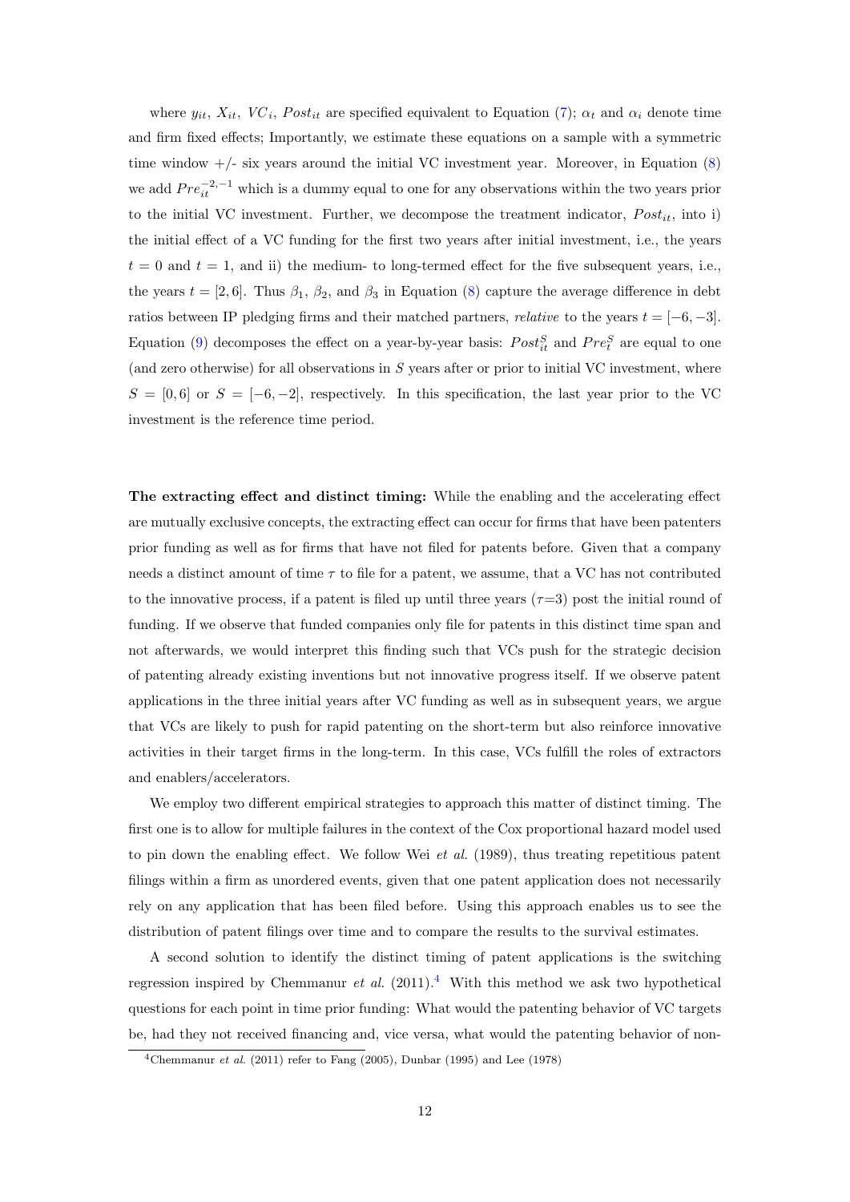where $y_{it}$, $X_{it}$, $VC_i$, $Post_{it}$ are specified equivalent to Equation (7); $\alpha_t$ and $\alpha_i$ denote time and firm fixed effects; Importantly, we estimate these equations on a sample with a symmetric time window +/- six years around the initial VC investment year. Moreover, in Equation (8) we add $Pre_{it}^{-2,-1}$ which is a dummy equal to one for any observations within the two years prior to the initial VC investment. Further, we decompose the treatment indicator, $Post_{it}$, into i) the initial effect of a VC funding for the first two years after initial investment, i.e., the years $t = 0$ and $t = 1$, and ii) the medium- to long-termed effect for the five subsequent years, i.e., the years $t = [2, 6]$. Thus $\beta_1$, $\beta_2$, and $\beta_3$ in Equation (8) capture the average difference in debt ratios between IP pledging firms and their matched partners, *relative* to the years $t = [-6, -3]$. Equation (9) decomposes the effect on a year-by-year basis: $Post_{it}^{S}$ and $Pre_{t}^{S}$ are equal to one (and zero otherwise) for all observations in $S$ years after or prior to initial VC investment, where $S = [0, 6]$ or $S = [-6, -2]$, respectively. In this specification, the last year prior to the VC investment is the reference time period.

**The extracting effect and distinct timing:** While the enabling and the accelerating effect are mutually exclusive concepts, the extracting effect can occur for firms that have been patenters prior funding as well as for firms that have not filed for patents before. Given that a company needs a distinct amount of time $\tau$ to file for a patent, we assume, that a VC has not contributed to the innovative process, if a patent is filed up until three years ($\tau$=3) post the initial round of funding. If we observe that funded companies only file for patents in this distinct time span and not afterwards, we would interpret this finding such that VCs push for the strategic decision of patenting already existing inventions but not innovative progress itself. If we observe patent applications in the three initial years after VC funding as well as in subsequent years, we argue that VCs are likely to push for rapid patenting on the short-term but also reinforce innovative activities in their target firms in the long-term. In this case, VCs fulfill the roles of extractors and enablers/accelerators.

We employ two different empirical strategies to approach this matter of distinct timing. The first one is to allow for multiple failures in the context of the Cox proportional hazard model used to pin down the enabling effect. We follow Wei *et al.* (1989), thus treating repetitious patent filings within a firm as unordered events, given that one patent application does not necessarily rely on any application that has been filed before. Using this approach enables us to see the distribution of patent filings over time and to compare the results to the survival estimates.

A second solution to identify the distinct timing of patent applications is the switching regression inspired by Chemmanur *et al.* (2011).[4] With this method we ask two hypothetical questions for each point in time prior funding: What would the patenting behavior of VC targets be, had they not received financing and, vice versa, what would the patenting behavior of non-

[4] Chemmanur *et al.* (2011) refer to Fang (2005), Dunbar (1995) and Lee (1978)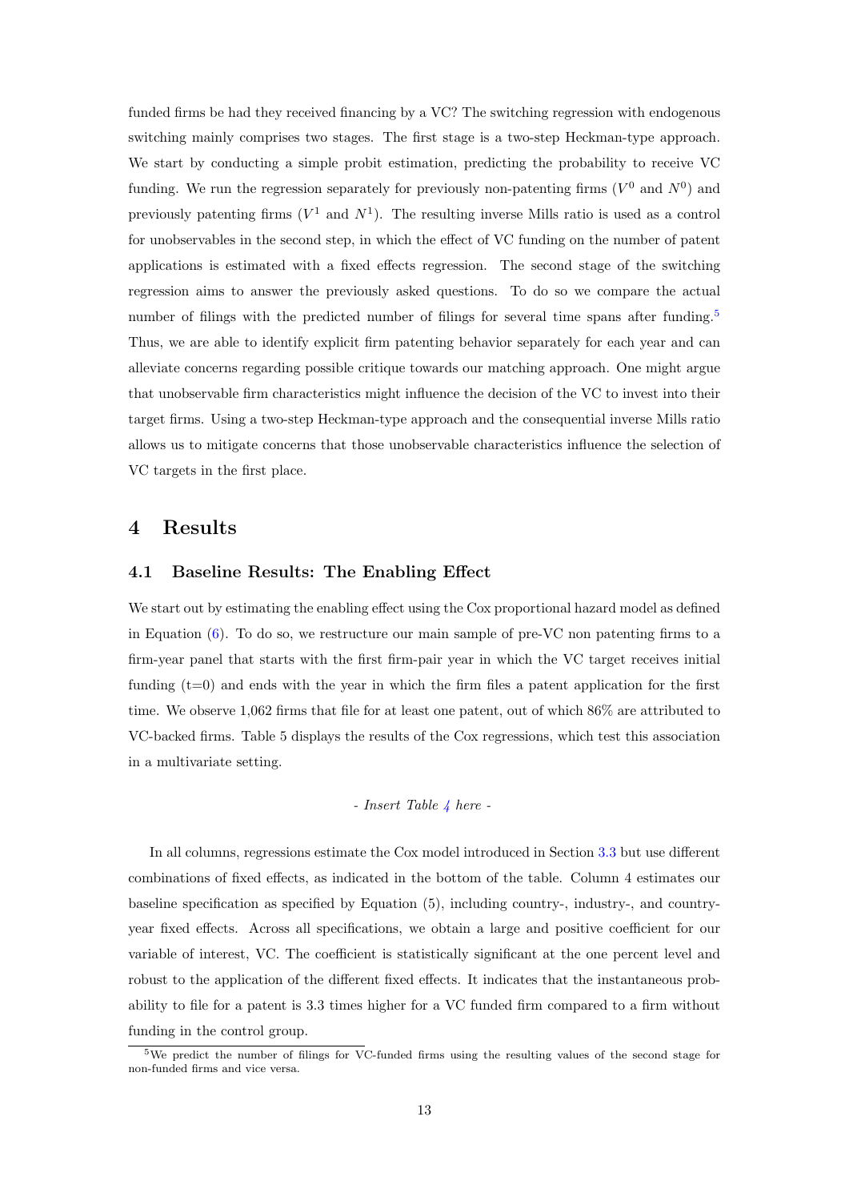funded firms be had they received financing by a VC? The switching regression with endogenous switching mainly comprises two stages. The first stage is a two-step Heckman-type approach. We start by conducting a simple probit estimation, predicting the probability to receive VC funding. We run the regression separately for previously non-patenting firms ($V^0$ and $N^0$) and previously patenting firms ($V^1$ and $N^1$). The resulting inverse Mills ratio is used as a control for unobservables in the second step, in which the effect of VC funding on the number of patent applications is estimated with a fixed effects regression. The second stage of the switching regression aims to answer the previously asked questions. To do so we compare the actual number of filings with the predicted number of filings for several time spans after funding.[5] Thus, we are able to identify explicit firm patenting behavior separately for each year and can alleviate concerns regarding possible critique towards our matching approach. One might argue that unobservable firm characteristics might influence the decision of the VC to invest into their target firms. Using a two-step Heckman-type approach and the consequential inverse Mills ratio allows us to mitigate concerns that those unobservable characteristics influence the selection of VC targets in the first place.

# 4 Results

## 4.1 Baseline Results: The Enabling Effect

We start out by estimating the enabling effect using the Cox proportional hazard model as defined in Equation (6). To do so, we restructure our main sample of pre-VC non patenting firms to a firm-year panel that starts with the first firm-pair year in which the VC target receives initial funding (t=0) and ends with the year in which the firm files a patent application for the first time. We observe 1,062 firms that file for at least one patent, out of which 86% are attributed to VC-backed firms. Table 5 displays the results of the Cox regressions, which test this association in a multivariate setting.

*- Insert Table 4 here -*

In all columns, regressions estimate the Cox model introduced in Section 3.3 but use different combinations of fixed effects, as indicated in the bottom of the table. Column 4 estimates our baseline specification as specified by Equation (5), including country-, industry-, and country-year fixed effects. Across all specifications, we obtain a large and positive coefficient for our variable of interest, VC. The coefficient is statistically significant at the one percent level and robust to the application of the different fixed effects. It indicates that the instantaneous probability to file for a patent is 3.3 times higher for a VC funded firm compared to a firm without funding in the control group.

[5] We predict the number of filings for VC-funded firms using the resulting values of the second stage for non-funded firms and vice versa.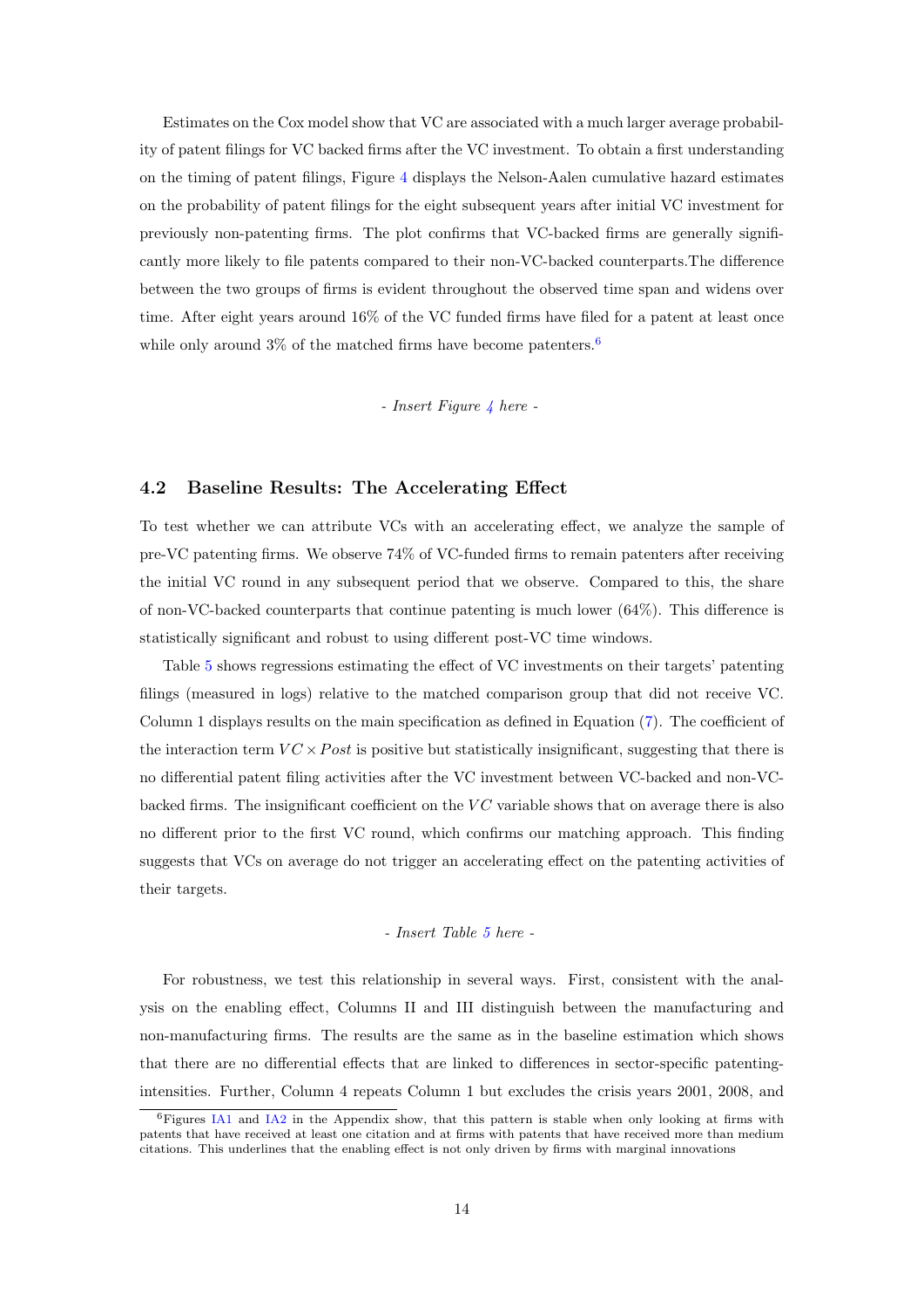Estimates on the Cox model show that VC are associated with a much larger average probability of patent filings for VC backed firms after the VC investment. To obtain a first understanding on the timing of patent filings, Figure 4 displays the Nelson-Aalen cumulative hazard estimates on the probability of patent filings for the eight subsequent years after initial VC investment for previously non-patenting firms. The plot confirms that VC-backed firms are generally significantly more likely to file patents compared to their non-VC-backed counterparts.The difference between the two groups of firms is evident throughout the observed time span and widens over time. After eight years around 16% of the VC funded firms have filed for a patent at least once while only around 3% of the matched firms have become patenters.[6]

*- Insert Figure 4 here -*

## 4.2 Baseline Results: The Accelerating Effect

To test whether we can attribute VCs with an accelerating effect, we analyze the sample of pre-VC patenting firms. We observe 74% of VC-funded firms to remain patenters after receiving the initial VC round in any subsequent period that we observe. Compared to this, the share of non-VC-backed counterparts that continue patenting is much lower (64%). This difference is statistically significant and robust to using different post-VC time windows.

Table 5 shows regressions estimating the effect of VC investments on their targets' patenting filings (measured in logs) relative to the matched comparison group that did not receive VC. Column 1 displays results on the main specification as defined in Equation (7). The coefficient of the interaction term $VC \times Post$ is positive but statistically insignificant, suggesting that there is no differential patent filing activities after the VC investment between VC-backed and non-VC-backed firms. The insignificant coefficient on the $VC$ variable shows that on average there is also no different prior to the first VC round, which confirms our matching approach. This finding suggests that VCs on average do not trigger an accelerating effect on the patenting activities of their targets.

*- Insert Table 5 here -*

For robustness, we test this relationship in several ways. First, consistent with the analysis on the enabling effect, Columns II and III distinguish between the manufacturing and non-manufacturing firms. The results are the same as in the baseline estimation which shows that there are no differential effects that are linked to differences in sector-specific patenting-intensities. Further, Column 4 repeats Column 1 but excludes the crisis years 2001, 2008, and

[6] Figures IA1 and IA2 in the Appendix show, that this pattern is stable when only looking at firms with patents that have received at least one citation and at firms with patents that have received more than medium citations. This underlines that the enabling effect is not only driven by firms with marginal innovations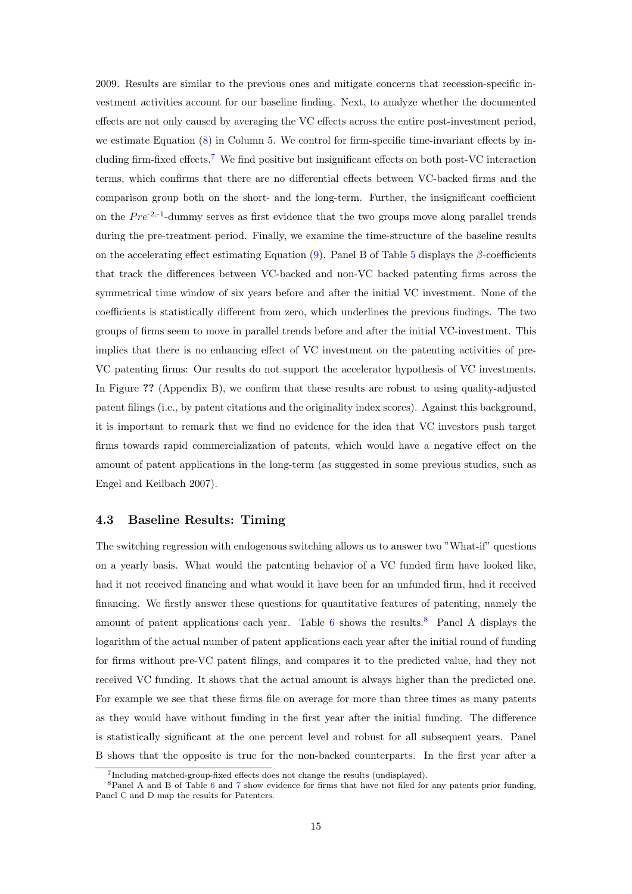2009. Results are similar to the previous ones and mitigate concerns that recession-specific investment activities account for our baseline finding. Next, to analyze whether the documented effects are not only caused by averaging the VC effects across the entire post-investment period, we estimate Equation (8) in Column 5. We control for firm-specific time-invariant effects by including firm-fixed effects.[7] We find positive but insignificant effects on both post-VC interaction terms, which confirms that there are no differential effects between VC-backed firms and the comparison group both on the short- and the long-term. Further, the insignificant coefficient on the $Pre^{-2,-1}$-dummy serves as first evidence that the two groups move along parallel trends during the pre-treatment period. Finally, we examine the time-structure of the baseline results on the accelerating effect estimating Equation (9). Panel B of Table 5 displays the $\beta$-coefficients that track the differences between VC-backed and non-VC backed patenting firms across the symmetrical time window of six years before and after the initial VC investment. None of the coefficients is statistically different from zero, which underlines the previous findings. The two groups of firms seem to move in parallel trends before and after the initial VC-investment. This implies that there is no enhancing effect of VC investment on the patenting activities of pre-VC patenting firms: Our results do not support the accelerator hypothesis of VC investments. In Figure **??** (Appendix B), we confirm that these results are robust to using quality-adjusted patent filings (i.e., by patent citations and the originality index scores). Against this background, it is important to remark that we find no evidence for the idea that VC investors push target firms towards rapid commercialization of patents, which would have a negative effect on the amount of patent applications in the long-term (as suggested in some previous studies, such as Engel and Keilbach 2007).

### 4.3 Baseline Results: Timing

The switching regression with endogenous switching allows us to answer two "What-if" questions on a yearly basis. What would the patenting behavior of a VC funded firm have looked like, had it not received financing and what would it have been for an unfunded firm, had it received financing. We firstly answer these questions for quantitative features of patenting, namely the amount of patent applications each year. Table 6 shows the results.[8] Panel A displays the logarithm of the actual number of patent applications each year after the initial round of funding for firms without pre-VC patent filings, and compares it to the predicted value, had they not received VC funding. It shows that the actual amount is always higher than the predicted one. For example we see that these firms file on average for more than three times as many patents as they would have without funding in the first year after the initial funding. The difference is statistically significant at the one percent level and robust for all subsequent years. Panel B shows that the opposite is true for the non-backed counterparts. In the first year after a

[7] Including matched-group-fixed effects does not change the results (undisplayed).

[8] Panel A and B of Table 6 and 7 show evidence for firms that have not filed for any patents prior funding, Panel C and D map the results for Patenters.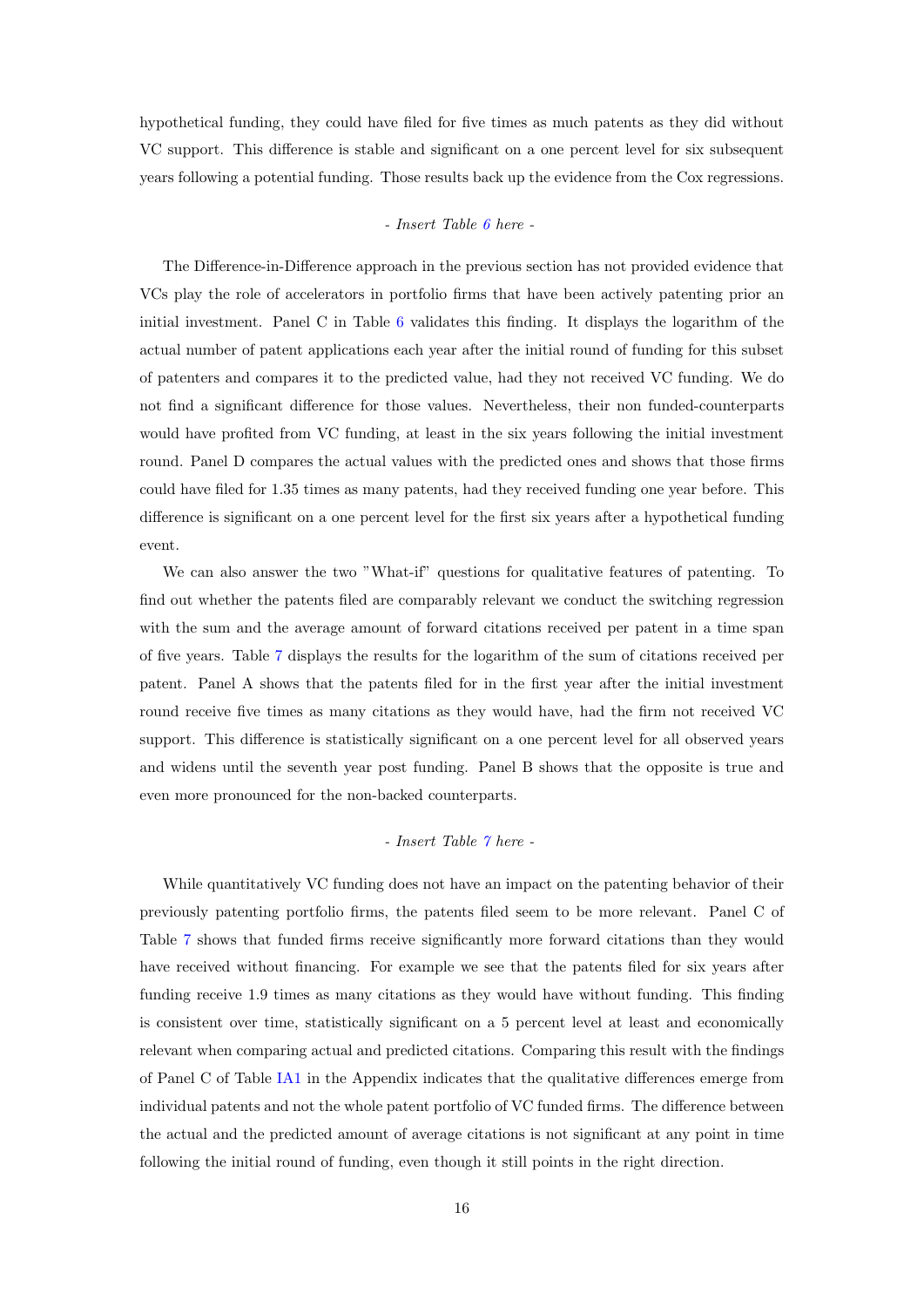hypothetical funding, they could have filed for five times as much patents as they did without VC support. This difference is stable and significant on a one percent level for six subsequent years following a potential funding. Those results back up the evidence from the Cox regressions.

*- Insert Table 6 here -*

The Difference-in-Difference approach in the previous section has not provided evidence that VCs play the role of accelerators in portfolio firms that have been actively patenting prior an initial investment. Panel C in Table 6 validates this finding. It displays the logarithm of the actual number of patent applications each year after the initial round of funding for this subset of patenters and compares it to the predicted value, had they not received VC funding. We do not find a significant difference for those values. Nevertheless, their non funded-counterparts would have profited from VC funding, at least in the six years following the initial investment round. Panel D compares the actual values with the predicted ones and shows that those firms could have filed for 1.35 times as many patents, had they received funding one year before. This difference is significant on a one percent level for the first six years after a hypothetical funding event.

We can also answer the two "What-if" questions for qualitative features of patenting. To find out whether the patents filed are comparably relevant we conduct the switching regression with the sum and the average amount of forward citations received per patent in a time span of five years. Table 7 displays the results for the logarithm of the sum of citations received per patent. Panel A shows that the patents filed for in the first year after the initial investment round receive five times as many citations as they would have, had the firm not received VC support. This difference is statistically significant on a one percent level for all observed years and widens until the seventh year post funding. Panel B shows that the opposite is true and even more pronounced for the non-backed counterparts.

*- Insert Table 7 here -*

While quantitatively VC funding does not have an impact on the patenting behavior of their previously patenting portfolio firms, the patents filed seem to be more relevant. Panel C of Table 7 shows that funded firms receive significantly more forward citations than they would have received without financing. For example we see that the patents filed for six years after funding receive 1.9 times as many citations as they would have without funding. This finding is consistent over time, statistically significant on a 5 percent level at least and economically relevant when comparing actual and predicted citations. Comparing this result with the findings of Panel C of Table IA1 in the Appendix indicates that the qualitative differences emerge from individual patents and not the whole patent portfolio of VC funded firms. The difference between the actual and the predicted amount of average citations is not significant at any point in time following the initial round of funding, even though it still points in the right direction.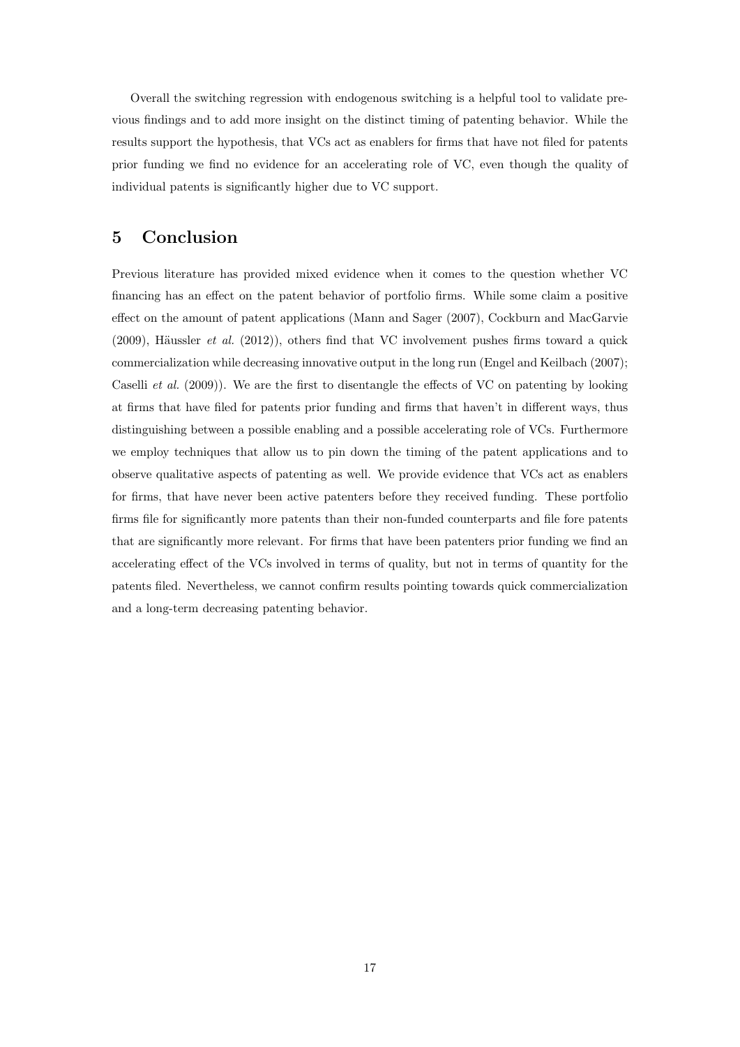Overall the switching regression with endogenous switching is a helpful tool to validate previous findings and to add more insight on the distinct timing of patenting behavior. While the results support the hypothesis, that VCs act as enablers for firms that have not filed for patents prior funding we find no evidence for an accelerating role of VC, even though the quality of individual patents is significantly higher due to VC support.

# 5 Conclusion

Previous literature has provided mixed evidence when it comes to the question whether VC financing has an effect on the patent behavior of portfolio firms. While some claim a positive effect on the amount of patent applications (Mann and Sager (2007), Cockburn and MacGarvie (2009), Häussler *et al.* (2012)), others find that VC involvement pushes firms toward a quick commercialization while decreasing innovative output in the long run (Engel and Keilbach (2007); Caselli *et al.* (2009)). We are the first to disentangle the effects of VC on patenting by looking at firms that have filed for patents prior funding and firms that haven't in different ways, thus distinguishing between a possible enabling and a possible accelerating role of VCs. Furthermore we employ techniques that allow us to pin down the timing of the patent applications and to observe qualitative aspects of patenting as well. We provide evidence that VCs act as enablers for firms, that have never been active patenters before they received funding. These portfolio firms file for significantly more patents than their non-funded counterparts and file fore patents that are significantly more relevant. For firms that have been patenters prior funding we find an accelerating effect of the VCs involved in terms of quality, but not in terms of quantity for the patents filed. Nevertheless, we cannot confirm results pointing towards quick commercialization and a long-term decreasing patenting behavior.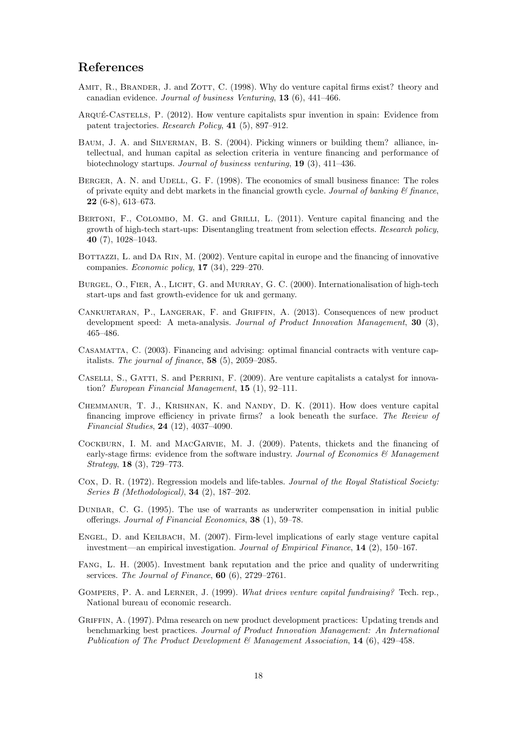## References

Amit, R., Brander, J. and Zott, C. (1998). Why do venture capital firms exist? theory and canadian evidence. *Journal of business Venturing*, **13** (6), 441–466.

Arqué-Castells, P. (2012). How venture capitalists spur invention in spain: Evidence from patent trajectories. *Research Policy*, **41** (5), 897–912.

Baum, J. A. and Silverman, B. S. (2004). Picking winners or building them? alliance, intellectual, and human capital as selection criteria in venture financing and performance of biotechnology startups. *Journal of business venturing*, **19** (3), 411–436.

Berger, A. N. and Udell, G. F. (1998). The economics of small business finance: The roles of private equity and debt markets in the financial growth cycle. *Journal of banking & finance*, **22** (6-8), 613–673.

Bertoni, F., Colombo, M. G. and Grilli, L. (2011). Venture capital financing and the growth of high-tech start-ups: Disentangling treatment from selection effects. *Research policy*, **40** (7), 1028–1043.

Bottazzi, L. and Da Rin, M. (2002). Venture capital in europe and the financing of innovative companies. *Economic policy*, **17** (34), 229–270.

Burgel, O., Fier, A., Licht, G. and Murray, G. C. (2000). Internationalisation of high-tech start-ups and fast growth-evidence for uk and germany.

Cankurtaran, P., Langerak, F. and Griffin, A. (2013). Consequences of new product development speed: A meta-analysis. *Journal of Product Innovation Management*, **30** (3), 465–486.

Casamatta, C. (2003). Financing and advising: optimal financial contracts with venture capitalists. *The journal of finance*, **58** (5), 2059–2085.

Caselli, S., Gatti, S. and Perrini, F. (2009). Are venture capitalists a catalyst for innovation? *European Financial Management*, **15** (1), 92–111.

Chemmanur, T. J., Krishnan, K. and Nandy, D. K. (2011). How does venture capital financing improve efficiency in private firms? a look beneath the surface. *The Review of Financial Studies*, **24** (12), 4037–4090.

Cockburn, I. M. and MacGarvie, M. J. (2009). Patents, thickets and the financing of early-stage firms: evidence from the software industry. *Journal of Economics & Management Strategy*, **18** (3), 729–773.

Cox, D. R. (1972). Regression models and life-tables. *Journal of the Royal Statistical Society: Series B (Methodological)*, **34** (2), 187–202.

Dunbar, C. G. (1995). The use of warrants as underwriter compensation in initial public offerings. *Journal of Financial Economics*, **38** (1), 59–78.

Engel, D. and Keilbach, M. (2007). Firm-level implications of early stage venture capital investment—an empirical investigation. *Journal of Empirical Finance*, **14** (2), 150–167.

Fang, L. H. (2005). Investment bank reputation and the price and quality of underwriting services. *The Journal of Finance*, **60** (6), 2729–2761.

Gompers, P. A. and Lerner, J. (1999). *What drives venture capital fundraising?* Tech. rep., National bureau of economic research.

Griffin, A. (1997). Pdma research on new product development practices: Updating trends and benchmarking best practices. *Journal of Product Innovation Management: An International Publication of The Product Development & Management Association*, **14** (6), 429–458.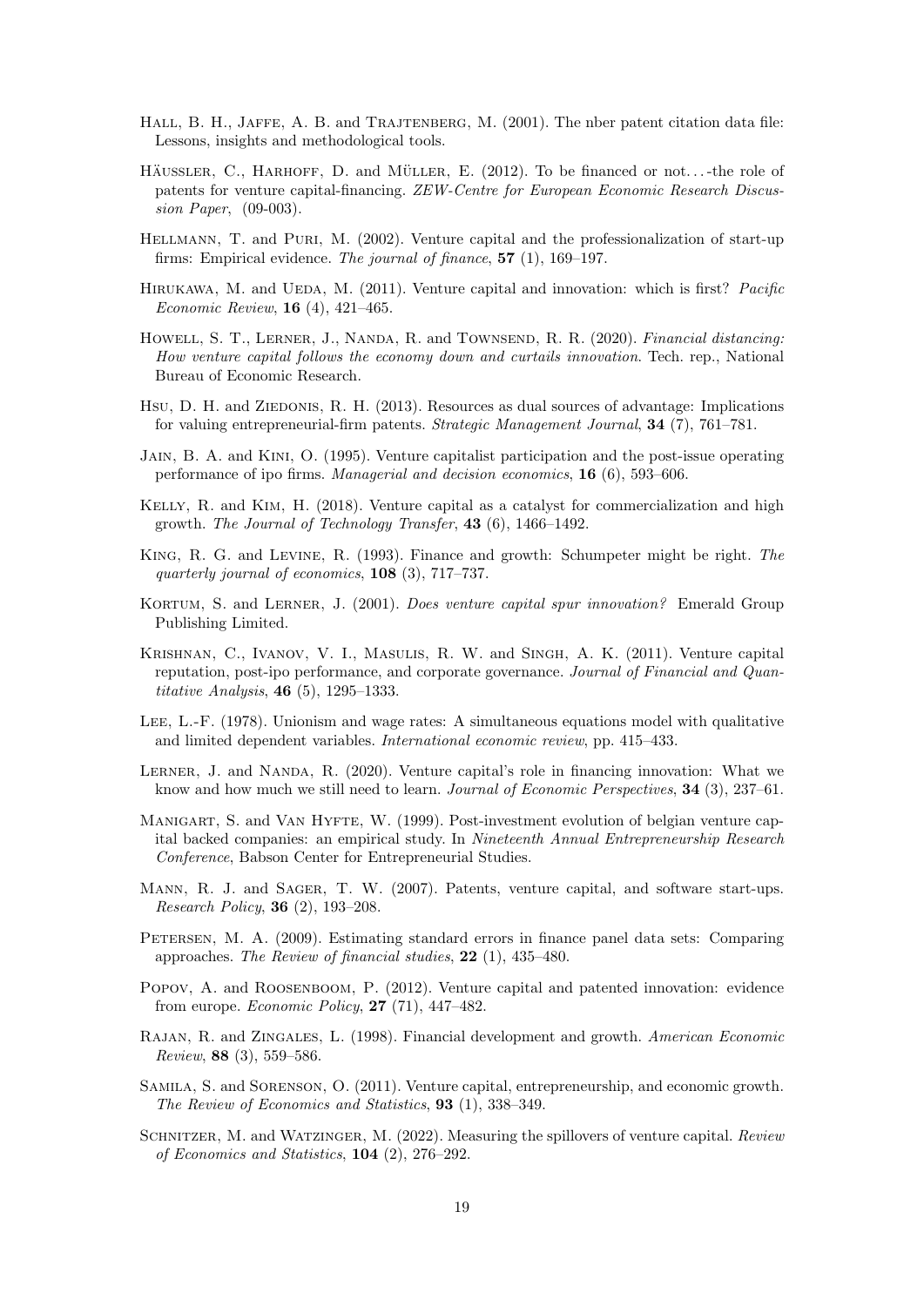Hall, B. H., Jaffe, A. B. and Trajtenberg, M. (2001). The nber patent citation data file: Lessons, insights and methodological tools.

Häussler, C., Harhoff, D. and Müller, E. (2012). To be financed or not. . . -the role of patents for venture capital-financing. *ZEW-Centre for European Economic Research Discussion Paper*, (09-003).

Hellmann, T. and Puri, M. (2002). Venture capital and the professionalization of start-up firms: Empirical evidence. *The journal of finance*, **57** (1), 169–197.

Hirukawa, M. and Ueda, M. (2011). Venture capital and innovation: which is first? *Pacific Economic Review*, **16** (4), 421–465.

Howell, S. T., Lerner, J., Nanda, R. and Townsend, R. R. (2020). *Financial distancing: How venture capital follows the economy down and curtails innovation*. Tech. rep., National Bureau of Economic Research.

Hsu, D. H. and Ziedonis, R. H. (2013). Resources as dual sources of advantage: Implications for valuing entrepreneurial-firm patents. *Strategic Management Journal*, **34** (7), 761–781.

Jain, B. A. and Kini, O. (1995). Venture capitalist participation and the post-issue operating performance of ipo firms. *Managerial and decision economics*, **16** (6), 593–606.

Kelly, R. and Kim, H. (2018). Venture capital as a catalyst for commercialization and high growth. *The Journal of Technology Transfer*, **43** (6), 1466–1492.

King, R. G. and Levine, R. (1993). Finance and growth: Schumpeter might be right. *The quarterly journal of economics*, **108** (3), 717–737.

Kortum, S. and Lerner, J. (2001). *Does venture capital spur innovation?* Emerald Group Publishing Limited.

Krishnan, C., Ivanov, V. I., Masulis, R. W. and Singh, A. K. (2011). Venture capital reputation, post-ipo performance, and corporate governance. *Journal of Financial and Quantitative Analysis*, **46** (5), 1295–1333.

Lee, L.-F. (1978). Unionism and wage rates: A simultaneous equations model with qualitative and limited dependent variables. *International economic review*, pp. 415–433.

Lerner, J. and Nanda, R. (2020). Venture capital's role in financing innovation: What we know and how much we still need to learn. *Journal of Economic Perspectives*, **34** (3), 237–61.

Manigart, S. and Van Hyfte, W. (1999). Post-investment evolution of belgian venture capital backed companies: an empirical study. In *Nineteenth Annual Entrepreneurship Research Conference*, Babson Center for Entrepreneurial Studies.

Mann, R. J. and Sager, T. W. (2007). Patents, venture capital, and software start-ups. *Research Policy*, **36** (2), 193–208.

Petersen, M. A. (2009). Estimating standard errors in finance panel data sets: Comparing approaches. *The Review of financial studies*, **22** (1), 435–480.

Popov, A. and Roosenboom, P. (2012). Venture capital and patented innovation: evidence from europe. *Economic Policy*, **27** (71), 447–482.

Rajan, R. and Zingales, L. (1998). Financial development and growth. *American Economic Review*, **88** (3), 559–586.

Samila, S. and Sorenson, O. (2011). Venture capital, entrepreneurship, and economic growth. *The Review of Economics and Statistics*, **93** (1), 338–349.

Schnitzer, M. and Watzinger, M. (2022). Measuring the spillovers of venture capital. *Review of Economics and Statistics*, **104** (2), 276–292.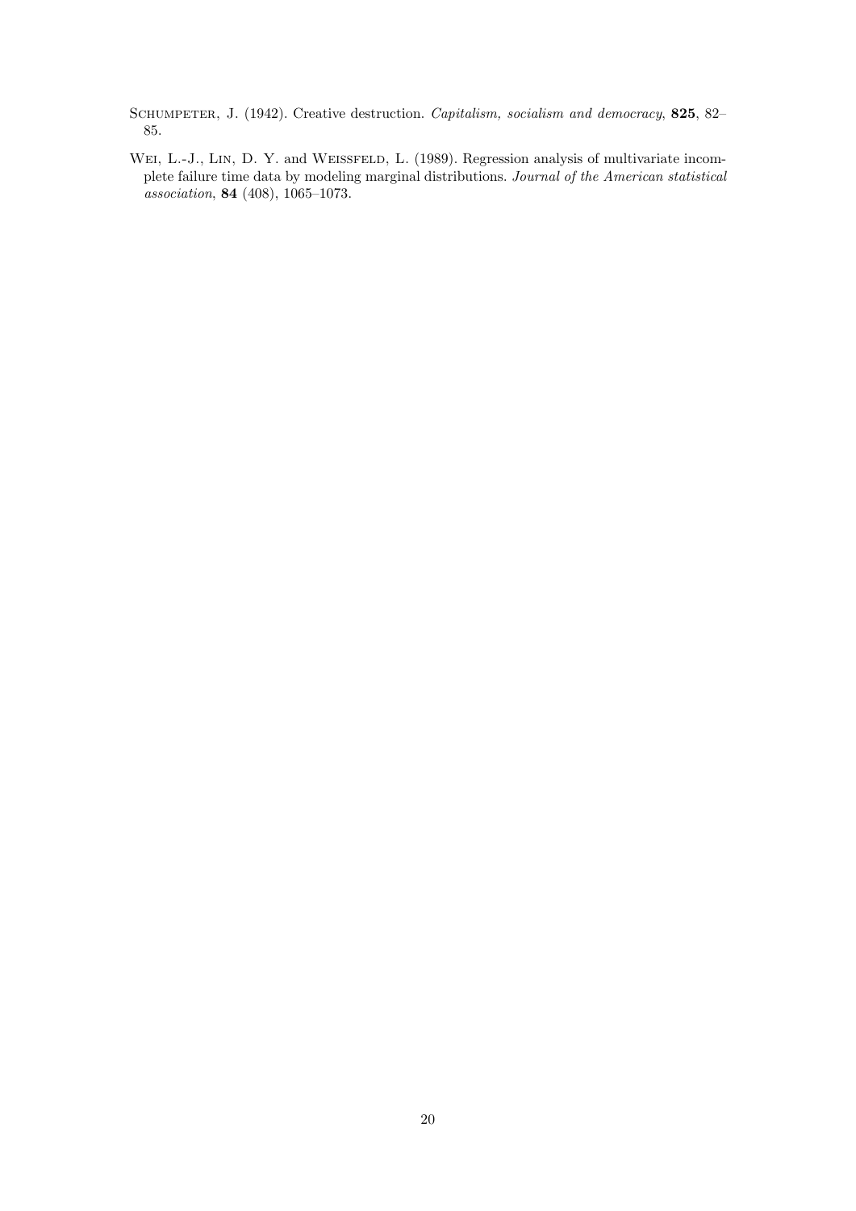Schumpeter, J. (1942). Creative destruction. *Capitalism, socialism and democracy*, **825**, 82–85.

Wei, L.-J., Lin, D. Y. and Weissfeld, L. (1989). Regression analysis of multivariate incomplete failure time data by modeling marginal distributions. *Journal of the American statistical association*, **84** (408), 1065–1073.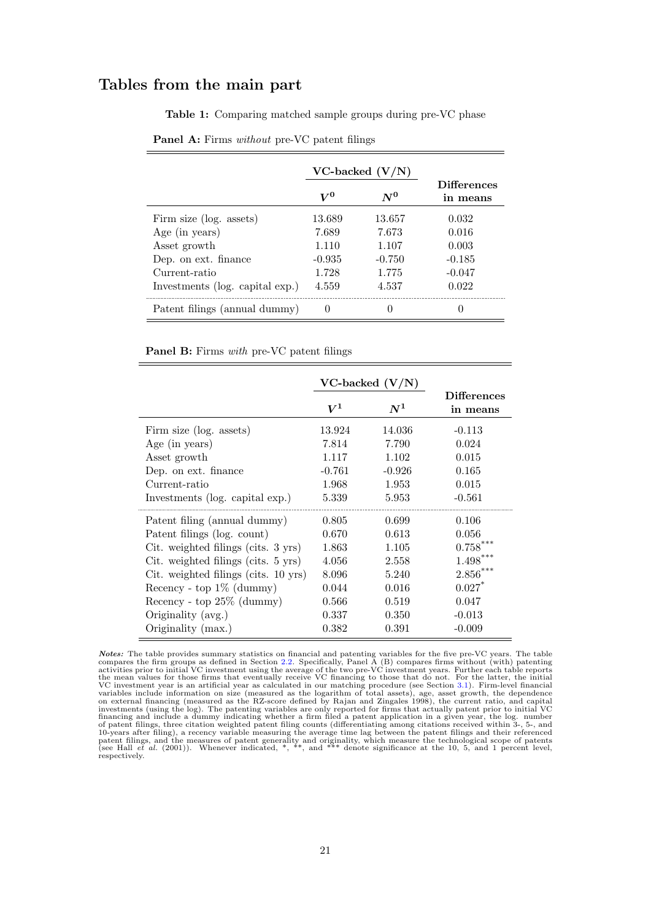## Tables from the main part

**Table 1:** Comparing matched sample groups during pre-VC phase

**Panel A:** Firms *without* pre-VC patent filings

| | VC-backed (V/N) | | Differences in means |
|---|---|---|---|
| | $V^0$ | $N^0$ | |
| Firm size (log. assets) | 13.689 | 13.657 | 0.032 |
| Age (in years) | 7.689 | 7.673 | 0.016 |
| Asset growth | 1.110 | 1.107 | 0.003 |
| Dep. on ext. finance | -0.935 | -0.750 | -0.185 |
| Current-ratio | 1.728 | 1.775 | -0.047 |
| Investments (log. capital exp.) | 4.559 | 4.537 | 0.022 |
| Patent filings (annual dummy) | 0 | 0 | 0 |

**Panel B:** Firms *with* pre-VC patent filings

| | VC-backed (V/N) | | Differences in means |
|---|---|---|---|
| | $V^1$ | $N^1$ | |
| Firm size (log. assets) | 13.924 | 14.036 | -0.113 |
| Age (in years) | 7.814 | 7.790 | 0.024 |
| Asset growth | 1.117 | 1.102 | 0.015 |
| Dep. on ext. finance | -0.761 | -0.926 | 0.165 |
| Current-ratio | 1.968 | 1.953 | 0.015 |
| Investments (log. capital exp.) | 5.339 | 5.953 | -0.561 |
| Patent filing (annual dummy) | 0.805 | 0.699 | 0.106 |
| Patent filings (log. count) | 0.670 | 0.613 | 0.056 |
| Cit. weighted filings (cits. 3 yrs) | 1.863 | 1.105 | 0.758*** |
| Cit. weighted filings (cits. 5 yrs) | 4.056 | 2.558 | 1.498*** |
| Cit. weighted filings (cits. 10 yrs) | 8.096 | 5.240 | 2.856*** |
| Recency - top 1% (dummy) | 0.044 | 0.016 | 0.027* |
| Recency - top 25% (dummy) | 0.566 | 0.519 | 0.047 |
| Originality (avg.) | 0.337 | 0.350 | -0.013 |
| Originality (max.) | 0.382 | 0.391 | -0.009 |

***Notes:*** The table provides summary statistics on financial and patenting variables for the five pre-VC years. The table compares the firm groups as defined in Section 2.2. Specifically, Panel A (B) compares firms without (with) patenting activities prior to initial VC investment using the average of the two pre-VC investment years. Further each table reports the mean values for those firms that eventually receive VC financing to those that do not. For the latter, the initial VC investment year is an artificial year as calculated in our matching procedure (see Section 3.1). Firm-level financial variables include information on size (measured as the logarithm of total assets), age, asset growth, the dependence on external financing (measured as the RZ-score defined by Rajan and Zingales 1998), the current ratio, and capital investments (using the log). The patenting variables are only reported for firms that actually patent prior to initial VC financing and include a dummy indicating whether a firm filed a patent application in a given year, the log. number of patent filings, three citation weighted patent filing counts (differentiating among citations received within 3-, 5-, and 10-years after filing), a recency variable measuring the average time lag between the patent filings and their referenced patent filings, and the measures of patent generality and originality, which measure the technological scope of patents (see Hall *et al.* (2001)). Whenever indicated, *, **, and *** denote significance at the 10, 5, and 1 percent level, respectively.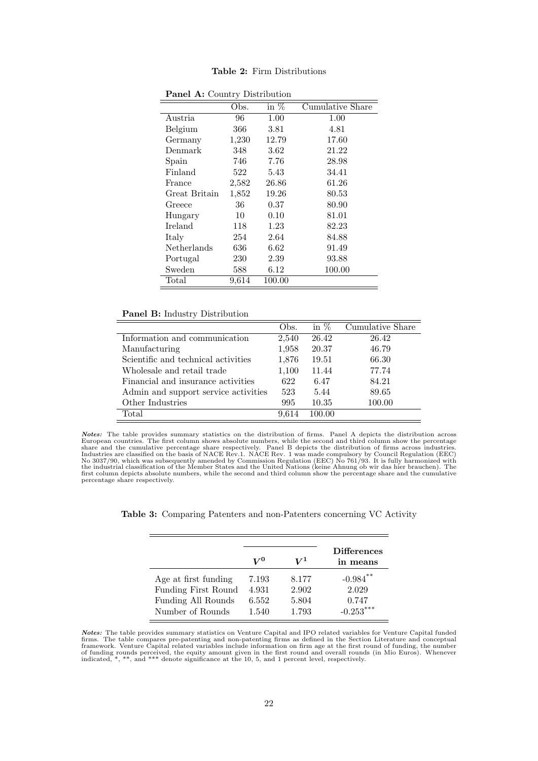**Table 2:** Firm Distributions

**Panel A:** Country Distribution

| | Obs. | in % | Cumulative Share |
|---|---|---|---|
| Austria | 96 | 1.00 | 1.00 |
| Belgium | 366 | 3.81 | 4.81 |
| Germany | 1,230 | 12.79 | 17.60 |
| Denmark | 348 | 3.62 | 21.22 |
| Spain | 746 | 7.76 | 28.98 |
| Finland | 522 | 5.43 | 34.41 |
| France | 2,582 | 26.86 | 61.26 |
| Great Britain | 1,852 | 19.26 | 80.53 |
| Greece | 36 | 0.37 | 80.90 |
| Hungary | 10 | 0.10 | 81.01 |
| Ireland | 118 | 1.23 | 82.23 |
| Italy | 254 | 2.64 | 84.88 |
| Netherlands | 636 | 6.62 | 91.49 |
| Portugal | 230 | 2.39 | 93.88 |
| Sweden | 588 | 6.12 | 100.00 |
| Total | 9,614 | 100.00 | |

**Panel B:** Industry Distribution

| | Obs. | in % | Cumulative Share |
|---|---|---|---|
| Information and communication | 2,540 | 26.42 | 26.42 |
| Manufacturing | 1,958 | 20.37 | 46.79 |
| Scientific and technical activities | 1,876 | 19.51 | 66.30 |
| Wholesale and retail trade | 1,100 | 11.44 | 77.74 |
| Financial and insurance activities | 622 | 6.47 | 84.21 |
| Admin and support service activities | 523 | 5.44 | 89.65 |
| Other Industries | 995 | 10.35 | 100.00 |
| Total | 9,614 | 100.00 | |

***Notes:*** The table provides summary statistics on the distribution of firms. Panel A depicts the distribution across European countries. The first column shows absolute numbers, while the second and third column show the percentage share and the cumulative percentage share respectively. Panel B depicts the distribution of firms across industries. Industries are classified on the basis of NACE Rev.1. NACE Rev. 1 was made compulsory by Council Regulation (EEC) No 3037/90, which was subsequently amended by Commission Regulation (EEC) No 761/93. It is fully harmonized with the industrial classification of the Member States and the United Nations (keine Ahnung ob wir das hier brauchen). The first column depicts absolute numbers, while the second and third column show the percentage share and the cumulative percentage share respectively.

**Table 3:** Comparing Patenters and non-Patenters concerning VC Activity

| | $V^0$ | $V^1$ | Differences in means |
|---|---|---|---|
| Age at first funding | 7.193 | 8.177 | $-0.984^{**}$ |
| Funding First Round | 4.931 | 2.902 | 2.029 |
| Funding All Rounds | 6.552 | 5.804 | 0.747 |
| Number of Rounds | 1.540 | 1.793 | $-0.253^{***}$ |

***Notes:*** The table provides summary statistics on Venture Capital and IPO related variables for Venture Capital funded firms. The table compares pre-patenting and non-patenting firms as defined in the Section Literature and conceptual framework. Venture Capital related variables include information on firm age at the first round of funding, the number of funding rounds perceived, the equity amount given in the first round and overall rounds (in Mio Euros). Whenever indicated, *, **, and *** denote significance at the 10, 5, and 1 percent level, respectively.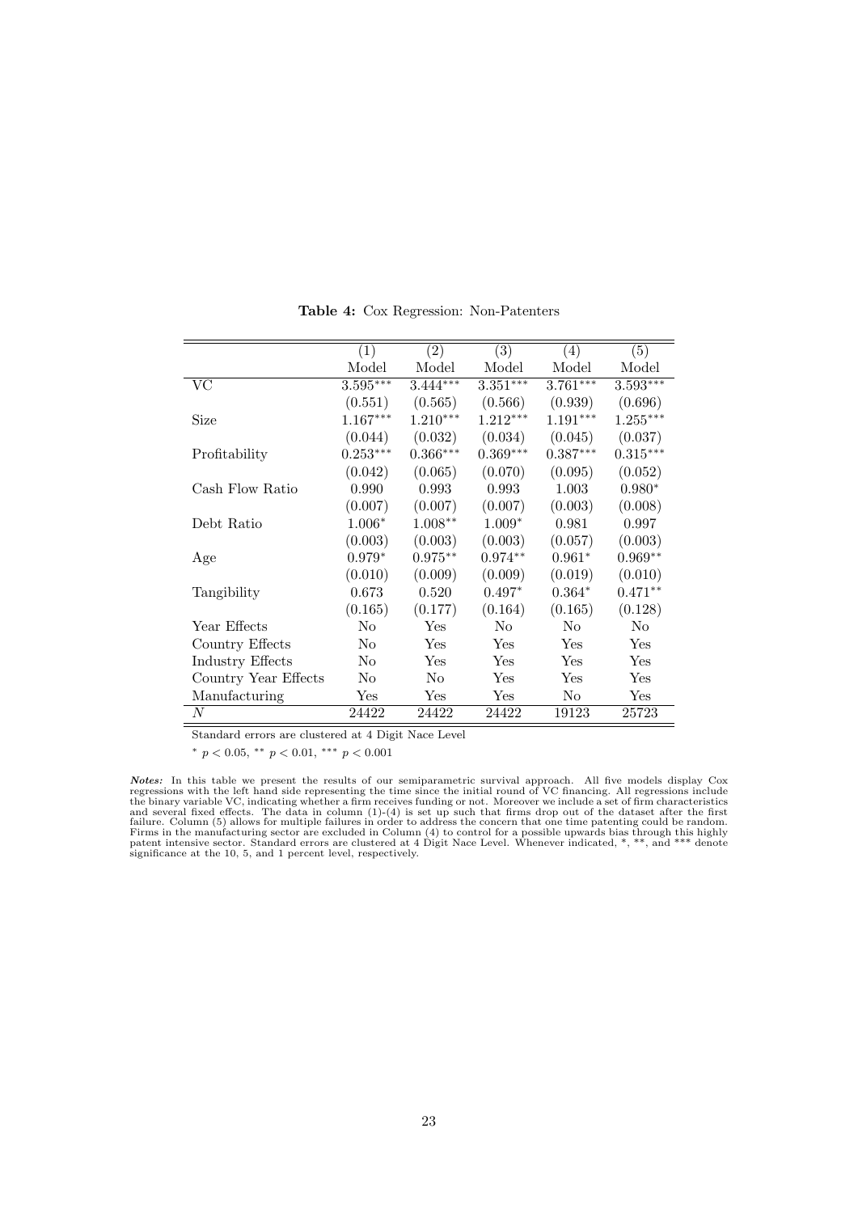**Table 4:** Cox Regression: Non-Patenters

| | (1) | (2) | (3) | (4) | (5) |
|---|---|---|---|---|---|
| | Model | Model | Model | Model | Model |
| VC | 3.595*** | 3.444*** | 3.351*** | 3.761*** | 3.593*** |
| | (0.551) | (0.565) | (0.566) | (0.939) | (0.696) |
| Size | 1.167*** | 1.210*** | 1.212*** | 1.191*** | 1.255*** |
| | (0.044) | (0.032) | (0.034) | (0.045) | (0.037) |
| Profitability | 0.253*** | 0.366*** | 0.369*** | 0.387*** | 0.315*** |
| | (0.042) | (0.065) | (0.070) | (0.095) | (0.052) |
| Cash Flow Ratio | 0.990 | 0.993 | 0.993 | 1.003 | 0.980* |
| | (0.007) | (0.007) | (0.007) | (0.003) | (0.008) |
| Debt Ratio | 1.006* | 1.008** | 1.009* | 0.981 | 0.997 |
| | (0.003) | (0.003) | (0.003) | (0.057) | (0.003) |
| Age | 0.979* | 0.975** | 0.974** | 0.961* | 0.969** |
| | (0.010) | (0.009) | (0.009) | (0.019) | (0.010) |
| Tangibility | 0.673 | 0.520 | 0.497* | 0.364* | 0.471** |
| | (0.165) | (0.177) | (0.164) | (0.165) | (0.128) |
| Year Effects | No | Yes | No | No | No |
| Country Effects | No | Yes | Yes | Yes | Yes |
| Industry Effects | No | Yes | Yes | Yes | Yes |
| Country Year Effects | No | No | Yes | Yes | Yes |
| Manufacturing | Yes | Yes | Yes | No | Yes |
| $N$ | 24422 | 24422 | 24422 | 19123 | 25723 |

Standard errors are clustered at 4 Digit Nace Level

* $p < 0.05$, ** $p < 0.01$, *** $p < 0.001$

***Notes:*** In this table we present the results of our semiparametric survival approach. All five models display Cox regressions with the left hand side representing the time since the initial round of VC financing. All regressions include the binary variable VC, indicating whether a firm receives funding or not. Moreover we include a set of firm characteristics and several fixed effects. The data in column (1)-(4) is set up such that firms drop out of the dataset after the first failure. Column (5) allows for multiple failures in order to address the concern that one time patenting could be random. Firms in the manufacturing sector are excluded in Column (4) to control for a possible upwards bias through this highly patent intensive sector. Standard errors are clustered at 4 Digit Nace Level. Whenever indicated, *, **, and *** denote significance at the 10, 5, and 1 percent level, respectively.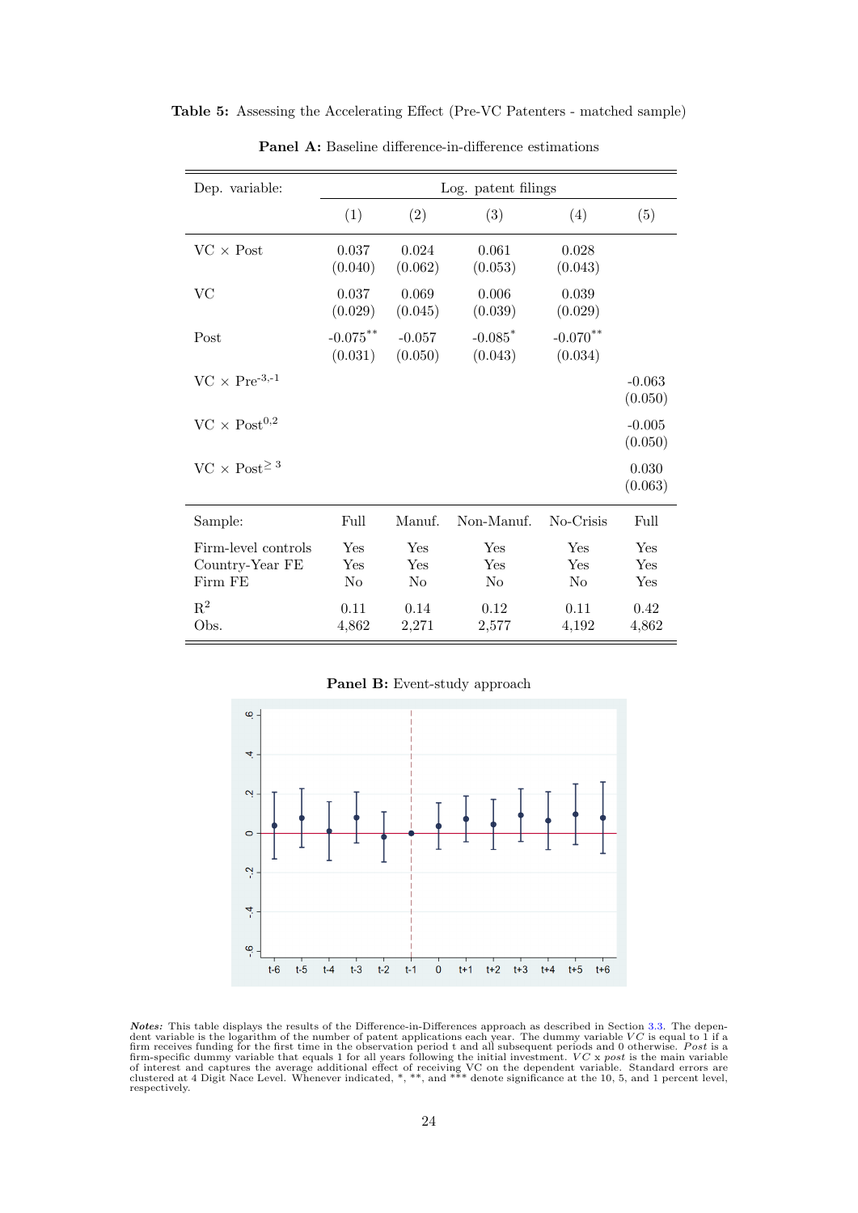**Table 5:** Assessing the Accelerating Effect (Pre-VC Patenters - matched sample)

**Panel A:** Baseline difference-in-difference estimations

| Dep. variable: | Log. patent filings | | | | |
|---|---|---|---|---|---|
| | (1) | (2) | (3) | (4) | (5) |
| VC × Post | 0.037 | 0.024 | 0.061 | 0.028 | |
| | (0.040) | (0.062) | (0.053) | (0.043) | |
| VC | 0.037 | 0.069 | 0.006 | 0.039 | |
| | (0.029) | (0.045) | (0.039) | (0.029) | |
| Post | -0.075** | -0.057 | -0.085* | -0.070** | |
| | (0.031) | (0.050) | (0.043) | (0.034) | |
| VC × $Pre^{-3,-1}$ | | | | | -0.063 |
| | | | | | (0.050) |
| VC × $Post^{0,2}$ | | | | | -0.005 |
| | | | | | (0.050) |
| VC × $Post^{\geq 3}$ | | | | | 0.030 |
| | | | | | (0.063) |
| Sample: | Full | Manuf. | Non-Manuf. | No-Crisis | Full |
| Firm-level controls | Yes | Yes | Yes | Yes | Yes |
| Country-Year FE | Yes | Yes | Yes | Yes | Yes |
| Firm FE | No | No | No | No | Yes |
| $R^2$ | 0.11 | 0.14 | 0.12 | 0.11 | 0.42 |
| Obs. | 4,862 | 2,271 | 2,577 | 4,192 | 4,862 |

**Panel B:** Event-study approach

***Notes:*** This table displays the results of the Difference-in-Differences approach as described in Section 3.3. The dependent variable is the logarithm of the number of patent applications each year. The dummy variable $VC$ is equal to 1 if a firm receives funding for the first time in the observation period t and all subsequent periods and 0 otherwise. *Post* is a firm-specific dummy variable that equals 1 for all years following the initial investment. $VC$ x *post* is the main variable of interest and captures the average additional effect of receiving VC on the dependent variable. Standard errors are clustered at 4 Digit Nace Level. Whenever indicated, *, **, and *** denote significance at the 10, 5, and 1 percent level, respectively.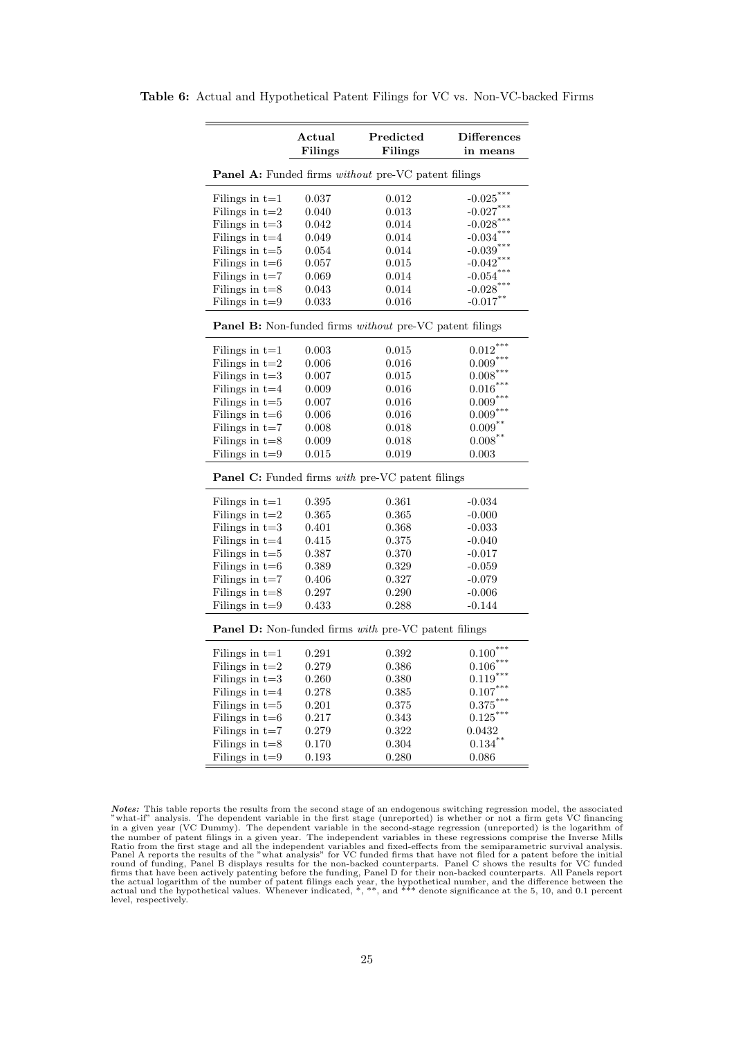**Table 6:** Actual and Hypothetical Patent Filings for VC vs. Non-VC-backed Firms

| | **Actual Filings** | **Predicted Filings** | **Differences in means** |
|---|---|---|---|
| **Panel A:** Funded firms *without* pre-VC patent filings | | | |
| Filings in t=1 | 0.037 | 0.012 | -0.025*** |
| Filings in t=2 | 0.040 | 0.013 | -0.027*** |
| Filings in t=3 | 0.042 | 0.014 | -0.028*** |
| Filings in t=4 | 0.049 | 0.014 | -0.034*** |
| Filings in t=5 | 0.054 | 0.014 | -0.039*** |
| Filings in t=6 | 0.057 | 0.015 | -0.042*** |
| Filings in t=7 | 0.069 | 0.014 | -0.054*** |
| Filings in t=8 | 0.043 | 0.014 | -0.028*** |
| Filings in t=9 | 0.033 | 0.016 | -0.017** |
| **Panel B:** Non-funded firms *without* pre-VC patent filings | | | |
| Filings in t=1 | 0.003 | 0.015 | 0.012*** |
| Filings in t=2 | 0.006 | 0.016 | 0.009*** |
| Filings in t=3 | 0.007 | 0.015 | 0.008*** |
| Filings in t=4 | 0.009 | 0.016 | 0.016*** |
| Filings in t=5 | 0.007 | 0.016 | 0.009*** |
| Filings in t=6 | 0.006 | 0.016 | 0.009*** |
| Filings in t=7 | 0.008 | 0.018 | 0.009** |
| Filings in t=8 | 0.009 | 0.018 | 0.008** |
| Filings in t=9 | 0.015 | 0.019 | 0.003 |
| **Panel C:** Funded firms *with* pre-VC patent filings | | | |
| Filings in t=1 | 0.395 | 0.361 | -0.034 |
| Filings in t=2 | 0.365 | 0.365 | -0.000 |
| Filings in t=3 | 0.401 | 0.368 | -0.033 |
| Filings in t=4 | 0.415 | 0.375 | -0.040 |
| Filings in t=5 | 0.387 | 0.370 | -0.017 |
| Filings in t=6 | 0.389 | 0.329 | -0.059 |
| Filings in t=7 | 0.406 | 0.327 | -0.079 |
| Filings in t=8 | 0.297 | 0.290 | -0.006 |
| Filings in t=9 | 0.433 | 0.288 | -0.144 |
| **Panel D:** Non-funded firms *with* pre-VC patent filings | | | |
| Filings in t=1 | 0.291 | 0.392 | 0.100*** |
| Filings in t=2 | 0.279 | 0.386 | 0.106*** |
| Filings in t=3 | 0.260 | 0.380 | 0.119*** |
| Filings in t=4 | 0.278 | 0.385 | 0.107*** |
| Filings in t=5 | 0.201 | 0.375 | 0.375*** |
| Filings in t=6 | 0.217 | 0.343 | 0.125*** |
| Filings in t=7 | 0.279 | 0.322 | 0.0432 |
| Filings in t=8 | 0.170 | 0.304 | 0.134** |
| Filings in t=9 | 0.193 | 0.280 | 0.086 |

***Notes:*** This table reports the results from the second stage of an endogenous switching regression model, the associated "what-if" analysis. The dependent variable in the first stage (unreported) is whether or not a firm gets VC financing in a given year (VC Dummy). The dependent variable in the second-stage regression (unreported) is the logarithm of the number of patent filings in a given year. The independent variables in these regressions comprise the Inverse Mills Ratio from the first stage and all the independent variables and fixed-effects from the semiparametric survival analysis. Panel A reports the results of the "what analysis" for VC funded firms that have not filed for a patent before the initial round of funding, Panel B displays results for the non-backed counterparts. Panel C shows the results for VC funded firms that have been actively patenting before the funding, Panel D for their non-backed counterparts. All Panels report the actual logarithm of the number of patent filings each year, the hypothetical number, and the difference between the actual und the hypothetical values. Whenever indicated, *, **, and *** denote significance at the 5, 10, and 0.1 percent level, respectively.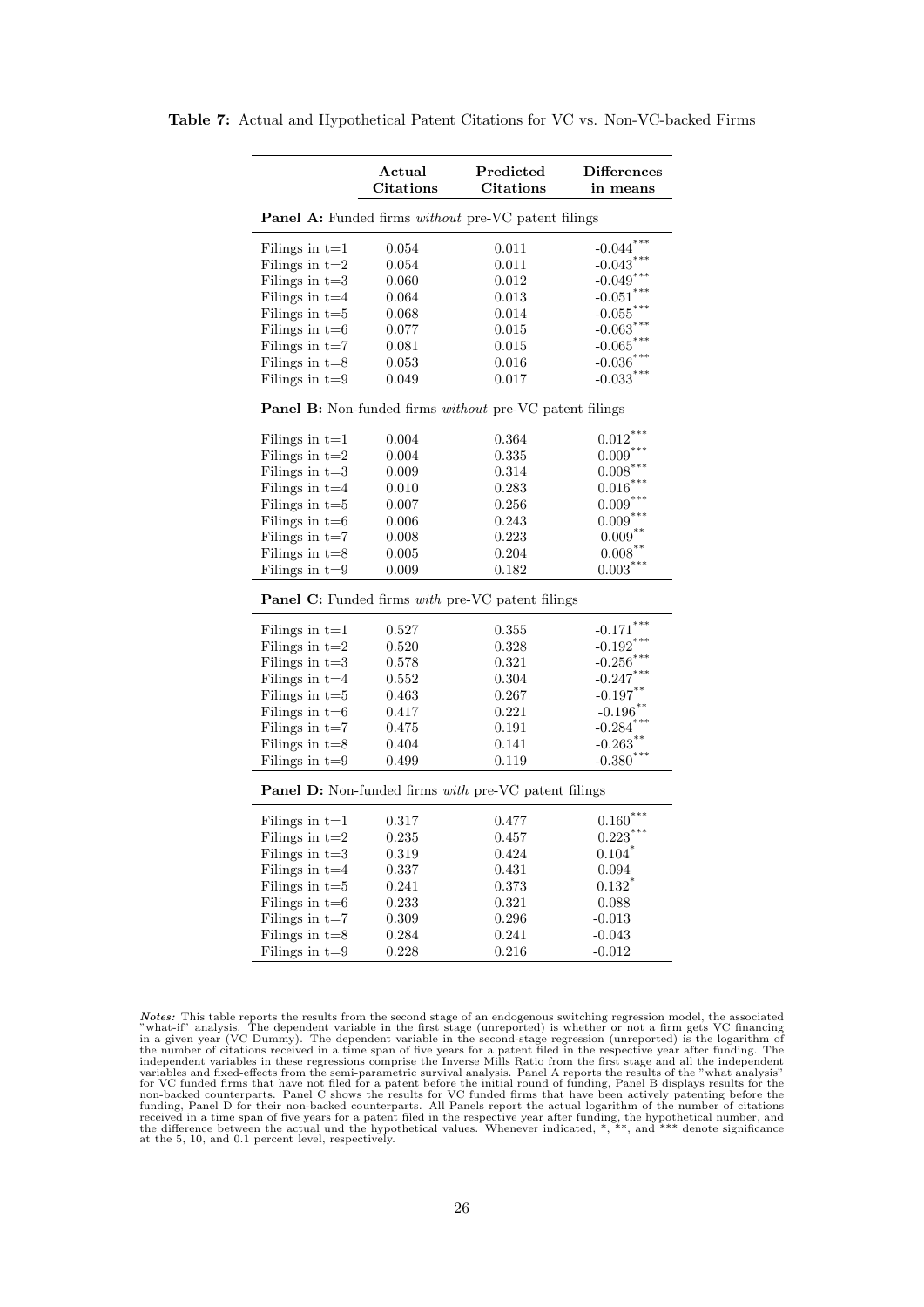**Table 7:** Actual and Hypothetical Patent Citations for VC vs. Non-VC-backed Firms

| | **Actual Citations** | **Predicted Citations** | **Differences in means** |
|---|---|---|---|
| **Panel A:** Funded firms *without* pre-VC patent filings | | | |
| Filings in t=1 | 0.054 | 0.011 | -0.044*** |
| Filings in t=2 | 0.054 | 0.011 | -0.043*** |
| Filings in t=3 | 0.060 | 0.012 | -0.049*** |
| Filings in t=4 | 0.064 | 0.013 | -0.051*** |
| Filings in t=5 | 0.068 | 0.014 | -0.055*** |
| Filings in t=6 | 0.077 | 0.015 | -0.063*** |
| Filings in t=7 | 0.081 | 0.015 | -0.065*** |
| Filings in t=8 | 0.053 | 0.016 | -0.036*** |
| Filings in t=9 | 0.049 | 0.017 | -0.033*** |
| **Panel B:** Non-funded firms *without* pre-VC patent filings | | | |
| Filings in t=1 | 0.004 | 0.364 | 0.012*** |
| Filings in t=2 | 0.004 | 0.335 | 0.009*** |
| Filings in t=3 | 0.009 | 0.314 | 0.008*** |
| Filings in t=4 | 0.010 | 0.283 | 0.016*** |
| Filings in t=5 | 0.007 | 0.256 | 0.009*** |
| Filings in t=6 | 0.006 | 0.243 | 0.009*** |
| Filings in t=7 | 0.008 | 0.223 | 0.009** |
| Filings in t=8 | 0.005 | 0.204 | 0.008** |
| Filings in t=9 | 0.009 | 0.182 | 0.003*** |
| **Panel C:** Funded firms *with* pre-VC patent filings | | | |
| Filings in t=1 | 0.527 | 0.355 | -0.171*** |
| Filings in t=2 | 0.520 | 0.328 | -0.192*** |
| Filings in t=3 | 0.578 | 0.321 | -0.256*** |
| Filings in t=4 | 0.552 | 0.304 | -0.247*** |
| Filings in t=5 | 0.463 | 0.267 | -0.197** |
| Filings in t=6 | 0.417 | 0.221 | -0.196** |
| Filings in t=7 | 0.475 | 0.191 | -0.284*** |
| Filings in t=8 | 0.404 | 0.141 | -0.263** |
| Filings in t=9 | 0.499 | 0.119 | -0.380*** |
| **Panel D:** Non-funded firms *with* pre-VC patent filings | | | |
| Filings in t=1 | 0.317 | 0.477 | 0.160*** |
| Filings in t=2 | 0.235 | 0.457 | 0.223*** |
| Filings in t=3 | 0.319 | 0.424 | 0.104* |
| Filings in t=4 | 0.337 | 0.431 | 0.094 |
| Filings in t=5 | 0.241 | 0.373 | 0.132* |
| Filings in t=6 | 0.233 | 0.321 | 0.088 |
| Filings in t=7 | 0.309 | 0.296 | -0.013 |
| Filings in t=8 | 0.284 | 0.241 | -0.043 |
| Filings in t=9 | 0.228 | 0.216 | -0.012 |

***Notes:*** This table reports the results from the second stage of an endogenous switching regression model, the associated "what-if" analysis. The dependent variable in the first stage (unreported) is whether or not a firm gets VC financing in a given year (VC Dummy). The dependent variable in the second-stage regression (unreported) is the logarithm of the number of citations received in a time span of five years for a patent filed in the respective year after funding. The independent variables in these regressions comprise the Inverse Mills Ratio from the first stage and all the independent variables and fixed-effects from the semi-parametric survival analysis. Panel A reports the results of the "what analysis" for VC funded firms that have not filed for a patent before the initial round of funding, Panel B displays results for the non-backed counterparts. Panel C shows the results for VC funded firms that have been actively patenting before the funding, Panel D for their non-backed counterparts. All Panels report the actual logarithm of the number of citations received in a time span of five years for a patent filed in the respective year after funding, the hypothetical number, and the difference between the actual und the hypothetical values. Whenever indicated, *, **, and *** denote significance at the 5, 10, and 0.1 percent level, respectively.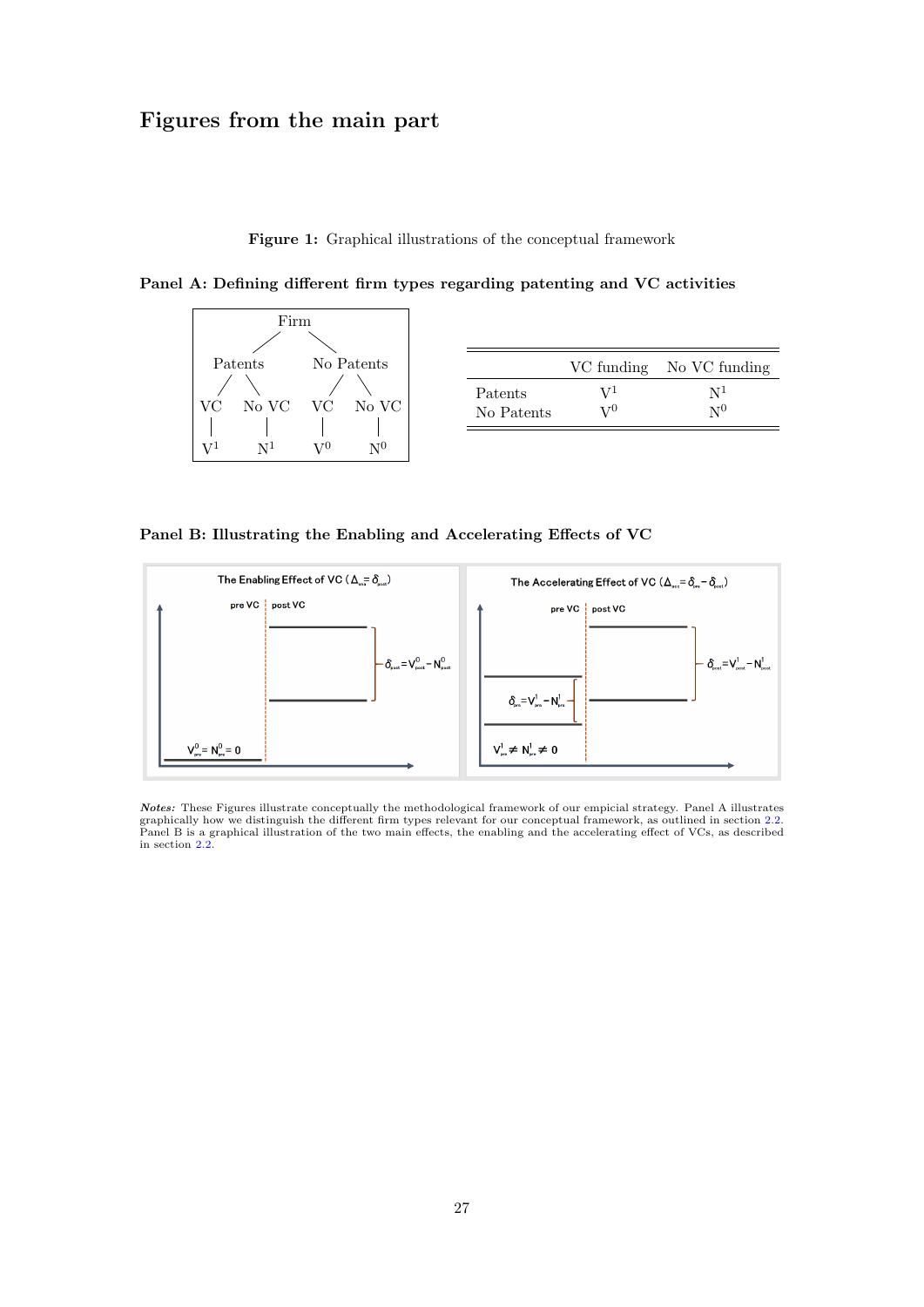# Figures from the main part

**Figure 1:** Graphical illustrations of the conceptual framework

**Panel A: Defining different firm types regarding patenting and VC activities**

| | VC funding | No VC funding |
|---|---|---|
| Patents | $V^1$ | $N^1$ |
| No Patents | $V^0$ | $N^0$ |

**Panel B: Illustrating the Enabling and Accelerating Effects of VC**

***Notes:*** These Figures illustrate conceptually the methodological framework of our empicial strategy. Panel A illustrates graphically how we distinguish the different firm types relevant for our conceptual framework, as outlined in section 2.2. Panel B is a graphical illustration of the two main effects, the enabling and the accelerating effect of VCs, as described in section 2.2.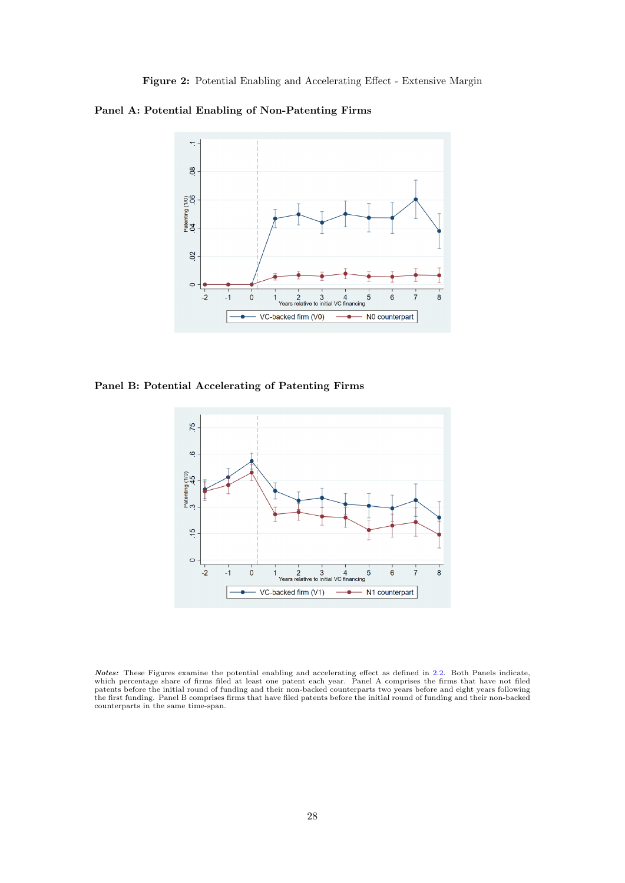**Figure 2:** Potential Enabling and Accelerating Effect - Extensive Margin

**Panel A: Potential Enabling of Non-Patenting Firms**

**Panel B: Potential Accelerating of Patenting Firms**

***Notes:*** These Figures examine the potential enabling and accelerating effect as defined in 2.2. Both Panels indicate, which percentage share of firms filed at least one patent each year. Panel A comprises the firms that have not filed patents before the initial round of funding and their non-backed counterparts two years before and eight years following the first funding. Panel B comprises firms that have filed patents before the initial round of funding and their non-backed counterparts in the same time-span.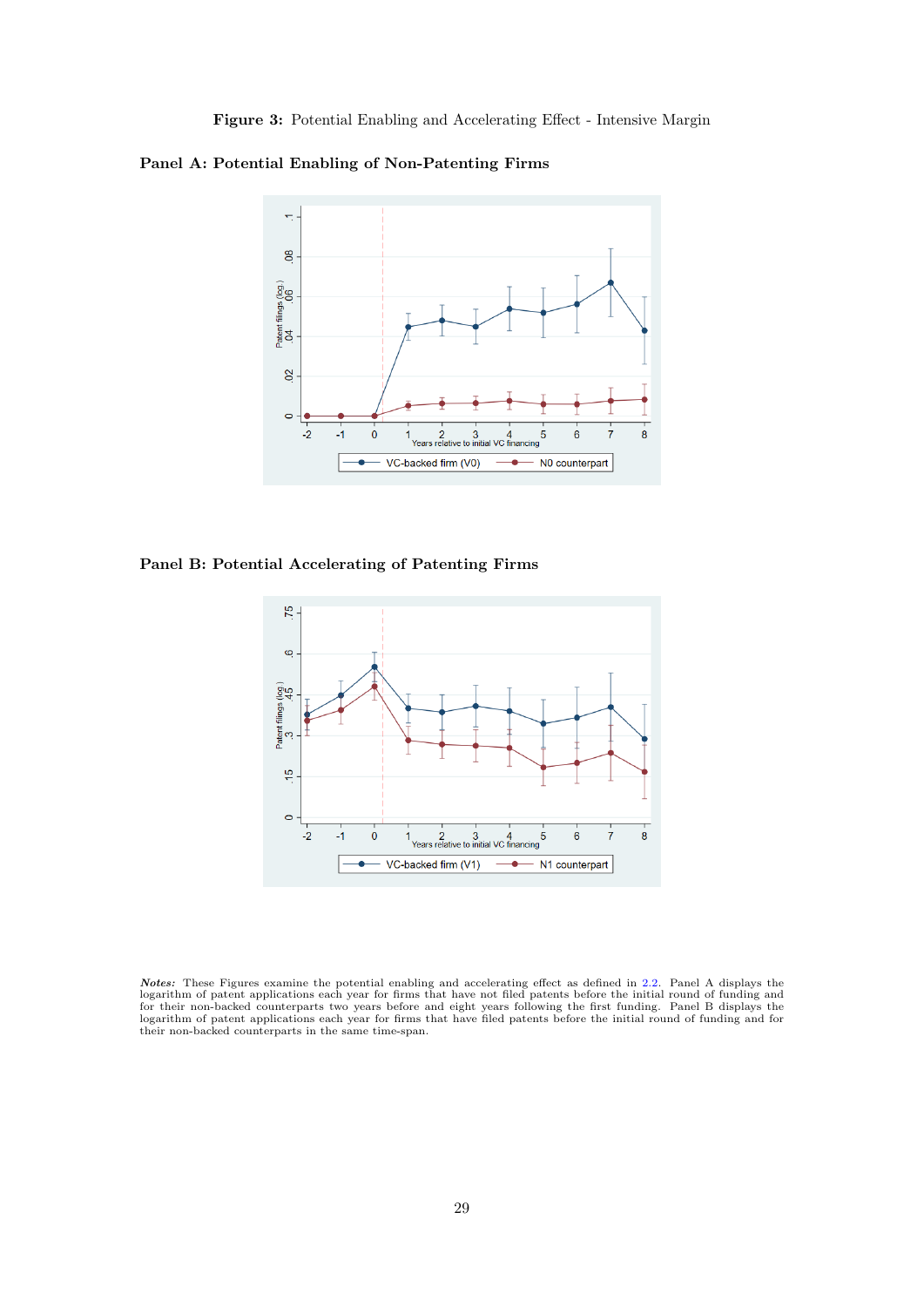**Figure 3:** Potential Enabling and Accelerating Effect - Intensive Margin

**Panel A: Potential Enabling of Non-Patenting Firms**

**Panel B: Potential Accelerating of Patenting Firms**

***Notes:*** These Figures examine the potential enabling and accelerating effect as defined in 2.2. Panel A displays the logarithm of patent applications each year for firms that have not filed patents before the initial round of funding and for their non-backed counterparts two years before and eight years following the first funding. Panel B displays the logarithm of patent applications each year for firms that have filed patents before the initial round of funding and for their non-backed counterparts in the same time-span.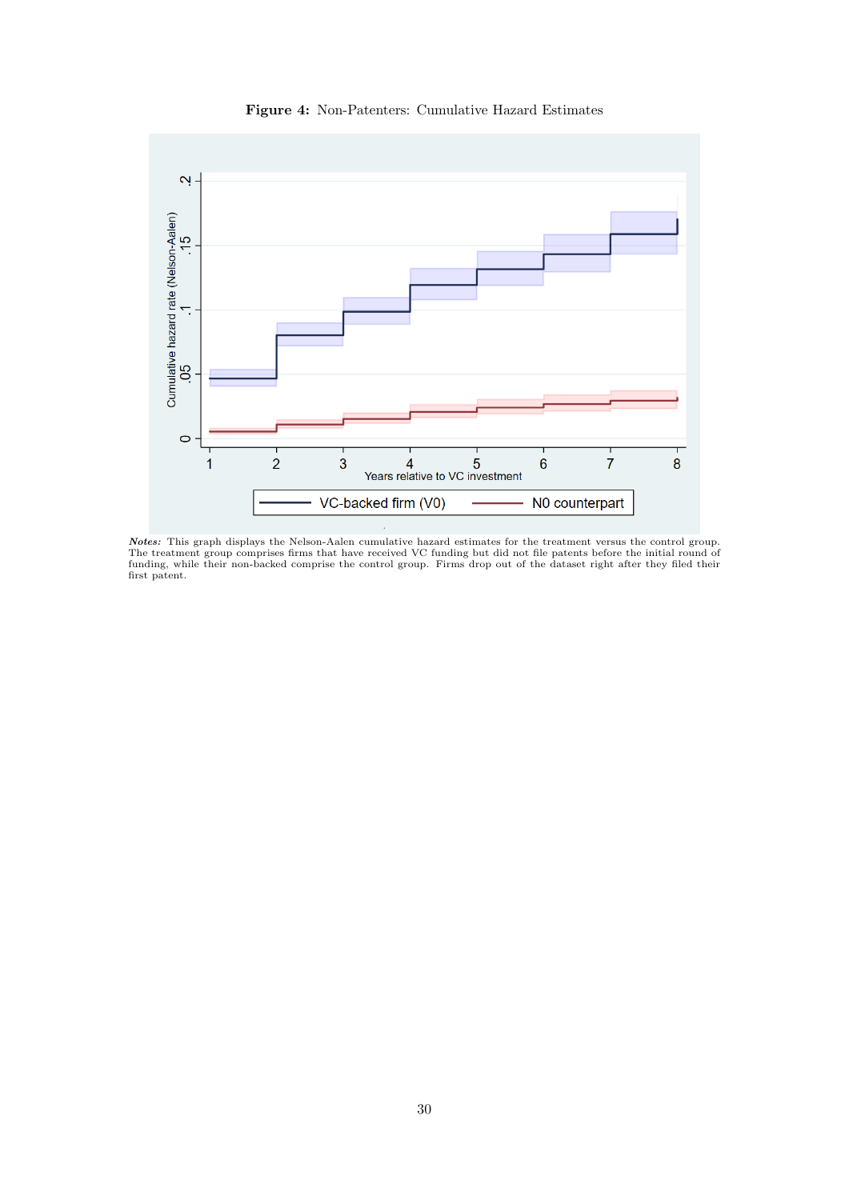**Figure 4:** Non-Patenters: Cumulative Hazard Estimates

*Notes:* This graph displays the Nelson-Aalen cumulative hazard estimates for the treatment versus the control group. The treatment group comprises firms that have received VC funding but did not file patents before the initial round of funding, while their non-backed comprise the control group. Firms drop out of the dataset right after they filed their first patent.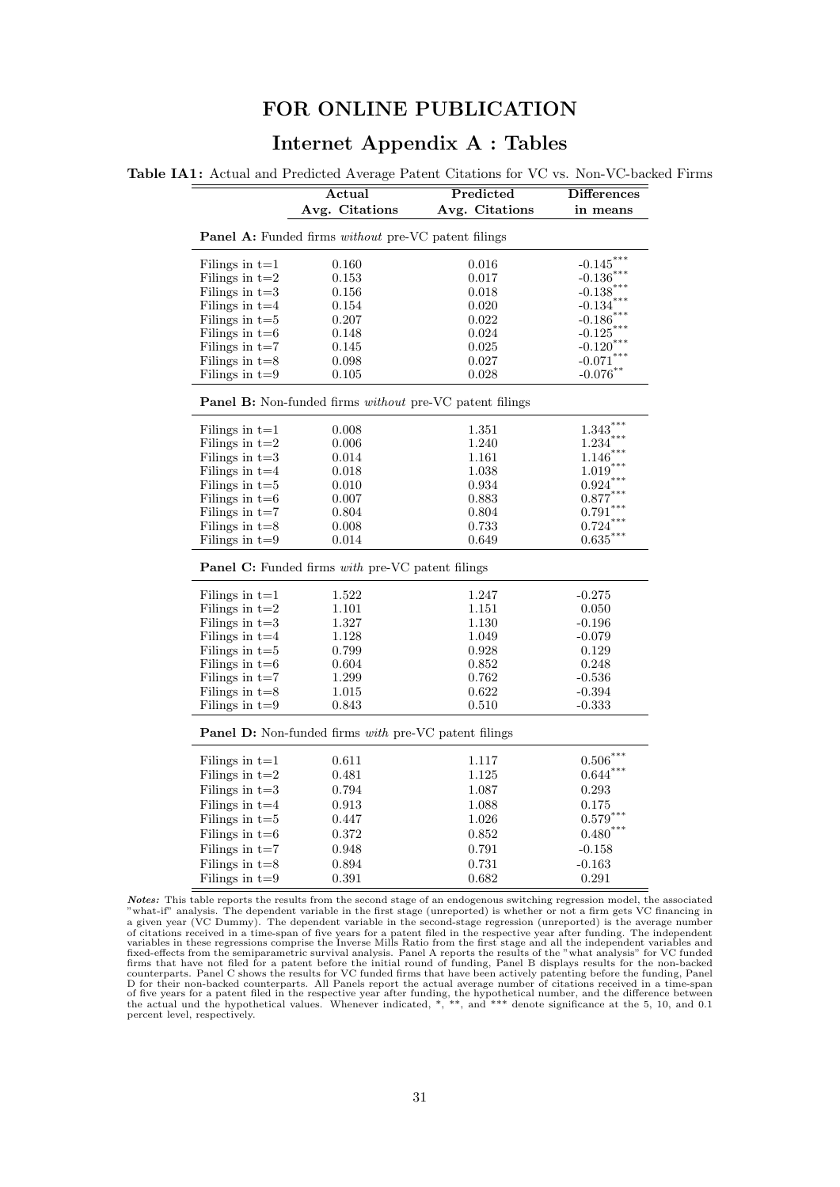# FOR ONLINE PUBLICATION

## Internet Appendix A : Tables

**Table IA1:** Actual and Predicted Average Patent Citations for VC vs. Non-VC-backed Firms

| | Actual Avg. Citations | Predicted Avg. Citations | Differences in means |
|---|---|---|---|
| **Panel A:** Funded firms *without* pre-VC patent filings | | | |
| Filings in t=1 | 0.160 | 0.016 | -0.145*** |
| Filings in t=2 | 0.153 | 0.017 | -0.136*** |
| Filings in t=3 | 0.156 | 0.018 | -0.138*** |
| Filings in t=4 | 0.154 | 0.020 | -0.134*** |
| Filings in t=5 | 0.207 | 0.022 | -0.186*** |
| Filings in t=6 | 0.148 | 0.024 | -0.125*** |
| Filings in t=7 | 0.145 | 0.025 | -0.120*** |
| Filings in t=8 | 0.098 | 0.027 | -0.071*** |
| Filings in t=9 | 0.105 | 0.028 | -0.076** |
| **Panel B:** Non-funded firms *without* pre-VC patent filings | | | |
| Filings in t=1 | 0.008 | 1.351 | 1.343*** |
| Filings in t=2 | 0.006 | 1.240 | 1.234*** |
| Filings in t=3 | 0.014 | 1.161 | 1.146*** |
| Filings in t=4 | 0.018 | 1.038 | 1.019*** |
| Filings in t=5 | 0.010 | 0.934 | 0.924*** |
| Filings in t=6 | 0.007 | 0.883 | 0.877*** |
| Filings in t=7 | 0.804 | 0.804 | 0.791*** |
| Filings in t=8 | 0.008 | 0.733 | 0.724*** |
| Filings in t=9 | 0.014 | 0.649 | 0.635*** |
| **Panel C:** Funded firms *with* pre-VC patent filings | | | |
| Filings in t=1 | 1.522 | 1.247 | -0.275 |
| Filings in t=2 | 1.101 | 1.151 | 0.050 |
| Filings in t=3 | 1.327 | 1.130 | -0.196 |
| Filings in t=4 | 1.128 | 1.049 | -0.079 |
| Filings in t=5 | 0.799 | 0.928 | 0.129 |
| Filings in t=6 | 0.604 | 0.852 | 0.248 |
| Filings in t=7 | 1.299 | 0.762 | -0.536 |
| Filings in t=8 | 1.015 | 0.622 | -0.394 |
| Filings in t=9 | 0.843 | 0.510 | -0.333 |
| **Panel D:** Non-funded firms *with* pre-VC patent filings | | | |
| Filings in t=1 | 0.611 | 1.117 | 0.506*** |
| Filings in t=2 | 0.481 | 1.125 | 0.644*** |
| Filings in t=3 | 0.794 | 1.087 | 0.293 |
| Filings in t=4 | 0.913 | 1.088 | 0.175 |
| Filings in t=5 | 0.447 | 1.026 | 0.579*** |
| Filings in t=6 | 0.372 | 0.852 | 0.480*** |
| Filings in t=7 | 0.948 | 0.791 | -0.158 |
| Filings in t=8 | 0.894 | 0.731 | -0.163 |
| Filings in t=9 | 0.391 | 0.682 | 0.291 |

***Notes:*** This table reports the results from the second stage of an endogenous switching regression model, the associated "what-if" analysis. The dependent variable in the first stage (unreported) is whether or not a firm gets VC financing in a given year (VC Dummy). The dependent variable in the second-stage regression (unreported) is the average number of citations received in a time-span of five years for a patent filed in the respective year after funding. The independent variables in these regressions comprise the Inverse Mills Ratio from the first stage and all the independent variables and fixed-effects from the semiparametric survival analysis. Panel A reports the results of the "what analysis" for VC funded firms that have not filed for a patent before the initial round of funding, Panel B displays results for the non-backed counterparts. Panel C shows the results for VC funded firms that have been actively patenting before the funding, Panel D for their non-backed counterparts. All Panels report the actual average number of citations received in a time-span of five years for a patent filed in the respective year after funding, the hypothetical number, and the difference between the actual und the hypothetical values. Whenever indicated, *, **, and *** denote significance at the 5, 10, and 0.1 percent level, respectively.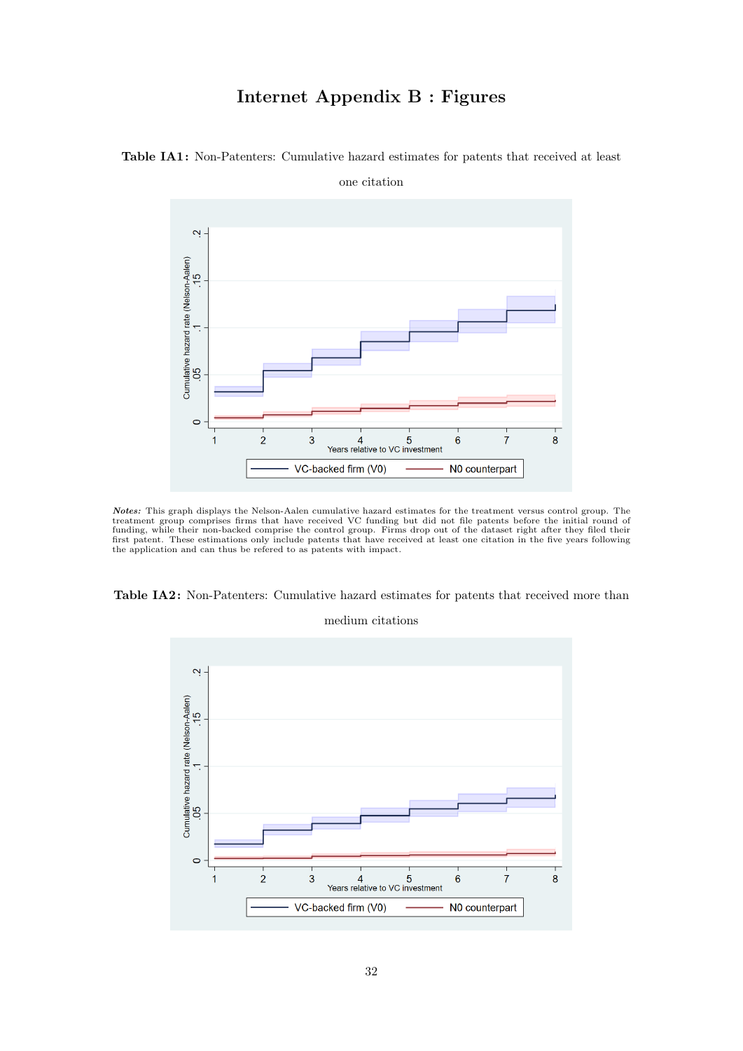# Internet Appendix B : Figures

**Table IA1:** Non-Patenters: Cumulative hazard estimates for patents that received at least one citation

*Notes:* This graph displays the Nelson-Aalen cumulative hazard estimates for the treatment versus control group. The treatment group comprises firms that have received VC funding but did not file patents before the initial round of funding, while their non-backed comprise the control group. Firms drop out of the dataset right after they filed their first patent. These estimations only include patents that have received at least one citation in the five years following the application and can thus be refered to as patents with impact.

**Table IA2:** Non-Patenters: Cumulative hazard estimates for patents that received more than medium citations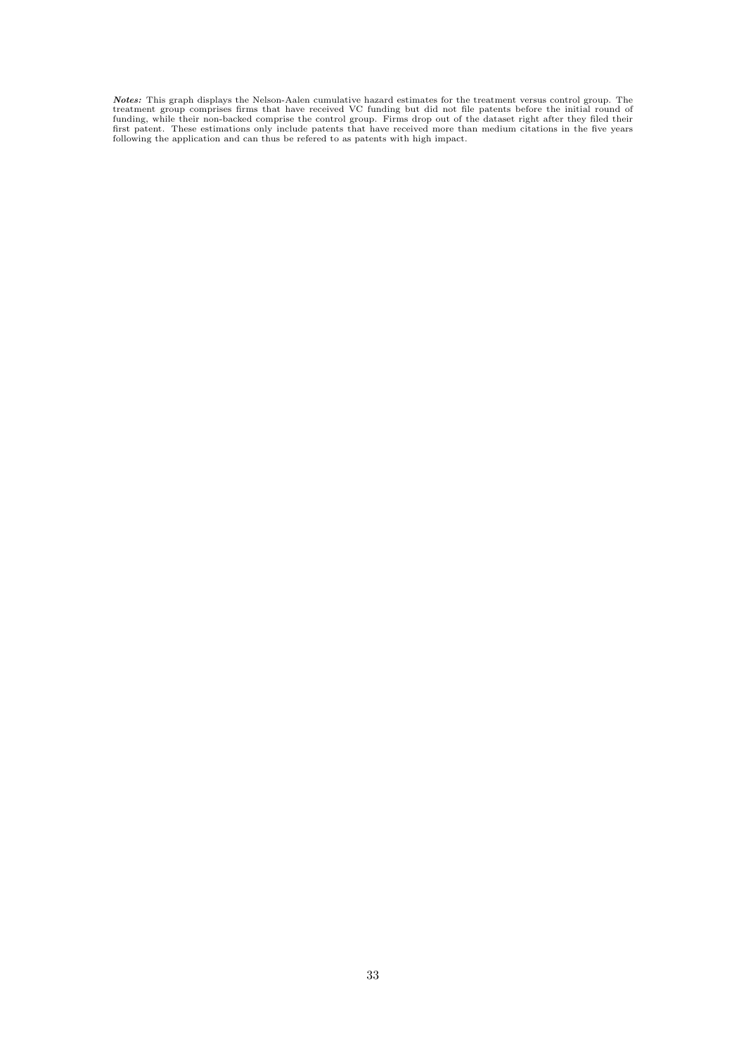***Notes:*** This graph displays the Nelson-Aalen cumulative hazard estimates for the treatment versus control group. The treatment group comprises firms that have received VC funding but did not file patents before the initial round of funding, while their non-backed comprise the control group. Firms drop out of the dataset right after they filed their first patent. These estimations only include patents that have received more than medium citations in the five years following the application and can thus be refered to as patents with high impact.